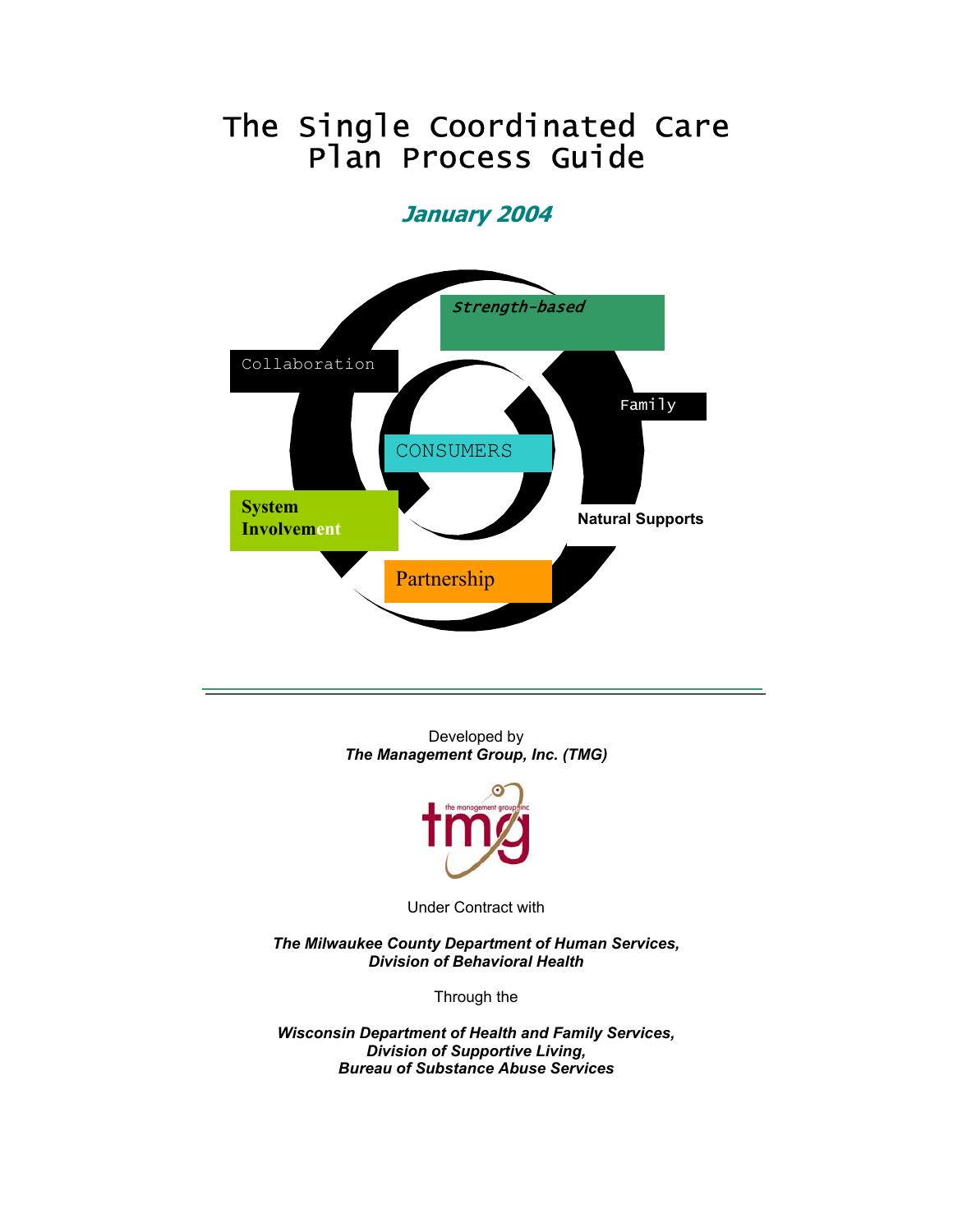# The Single Coordinated Care Plan Process Guide

***January 2004***

*Strength-based*

Collaboration

Family

CONSUMERS

**System Involvement**

**Natural Supports**

Partnership

---

Developed by
***The Management Group, Inc. (TMG)***

Under Contract with

***The Milwaukee County Department of Human Services, Division of Behavioral Health***

Through the

***Wisconsin Department of Health and Family Services, Division of Supportive Living, Bureau of Substance Abuse Services***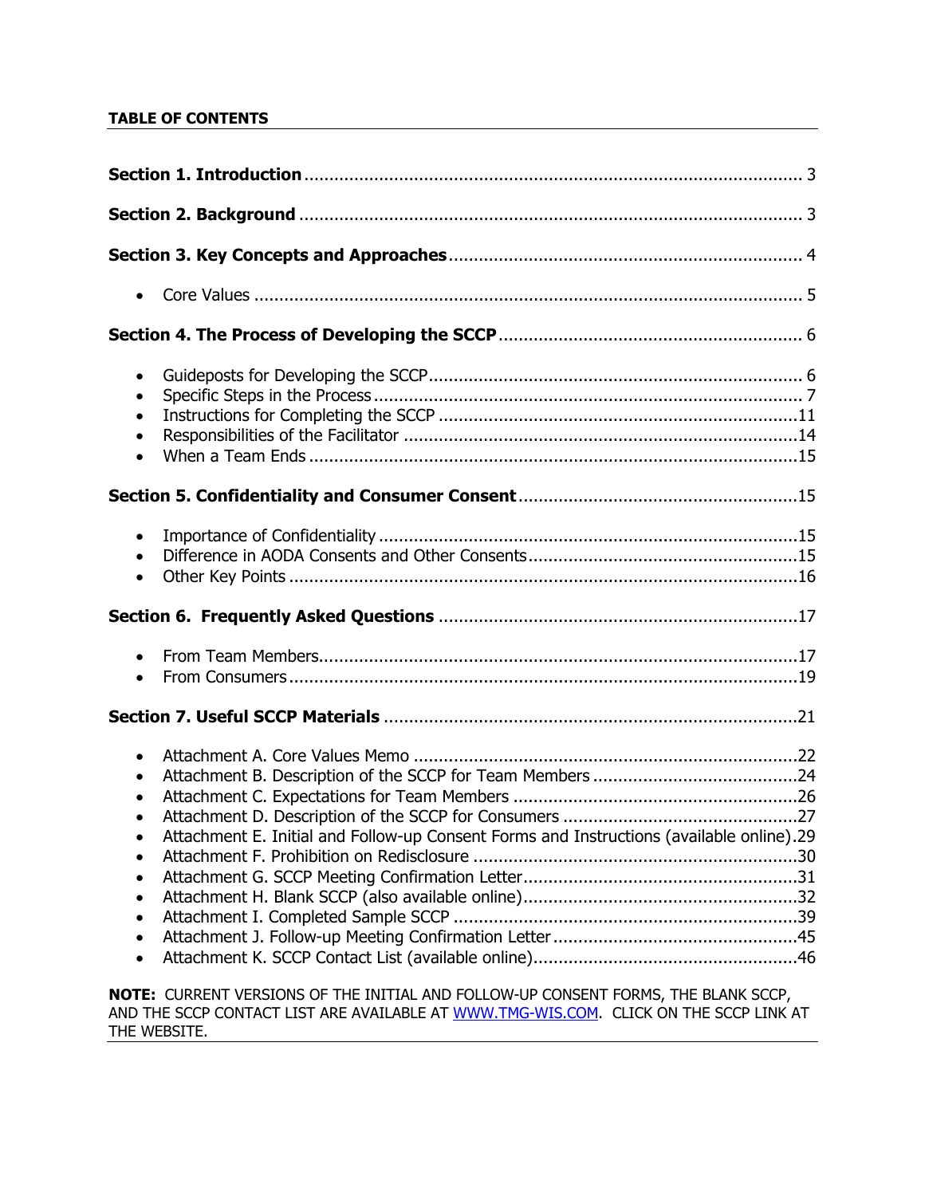**TABLE OF CONTENTS**

**Section 1. Introduction** ........................................................................................ 3

**Section 2. Background** ........................................................................................ 3

**Section 3. Key Concepts and Approaches** ........................................................................ 4

- Core Values ........................................................................................ 5

**Section 4. The Process of Developing the SCCP** ........................................................................ 6

- Guideposts for Developing the SCCP ........................................................................ 6
- Specific Steps in the Process ........................................................................ 7
- Instructions for Completing the SCCP ........................................................................ 11
- Responsibilities of the Facilitator ........................................................................ 14
- When a Team Ends ........................................................................ 15

**Section 5. Confidentiality and Consumer Consent** ........................................................................ 15

- Importance of Confidentiality ........................................................................ 15
- Difference in AODA Consents and Other Consents ........................................................................ 15
- Other Key Points ........................................................................ 16

**Section 6. Frequently Asked Questions** ........................................................................ 17

- From Team Members ........................................................................ 17
- From Consumers ........................................................................ 19

**Section 7. Useful SCCP Materials** ........................................................................ 21

- Attachment A. Core Values Memo ........................................................................ 22
- Attachment B. Description of the SCCP for Team Members ........................................................................ 24
- Attachment C. Expectations for Team Members ........................................................................ 26
- Attachment D. Description of the SCCP for Consumers ........................................................................ 27
- Attachment E. Initial and Follow-up Consent Forms and Instructions (available online) .29
- Attachment F. Prohibition on Redisclosure ........................................................................ 30
- Attachment G. SCCP Meeting Confirmation Letter ........................................................................ 31
- Attachment H. Blank SCCP (also available online) ........................................................................ 32
- Attachment I. Completed Sample SCCP ........................................................................ 39
- Attachment J. Follow-up Meeting Confirmation Letter ........................................................................ 45
- Attachment K. SCCP Contact List (available online) ........................................................................ 46

**NOTE:** CURRENT VERSIONS OF THE INITIAL AND FOLLOW-UP CONSENT FORMS, THE BLANK SCCP, AND THE SCCP CONTACT LIST ARE AVAILABLE AT [WWW.TMG-WIS.COM](http://www.tmg-wis.com). CLICK ON THE SCCP LINK AT THE WEBSITE.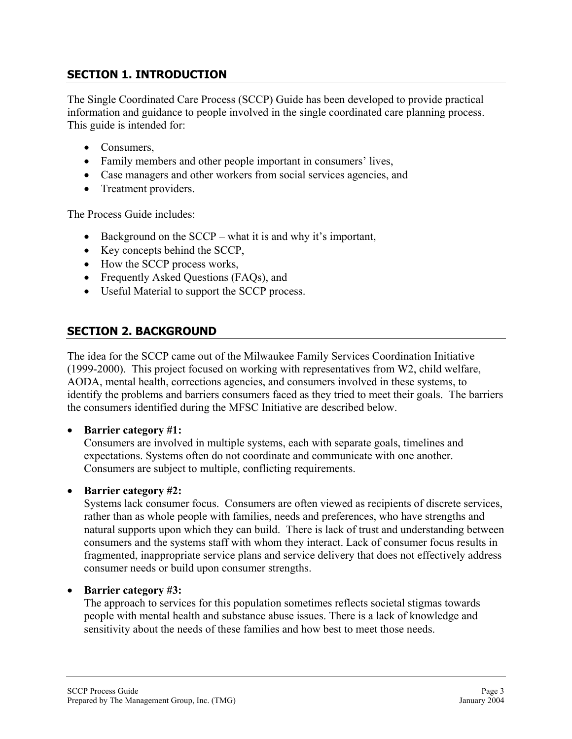## SECTION 1. INTRODUCTION

The Single Coordinated Care Process (SCCP) Guide has been developed to provide practical information and guidance to people involved in the single coordinated care planning process. This guide is intended for:

- Consumers,
- Family members and other people important in consumers' lives,
- Case managers and other workers from social services agencies, and
- Treatment providers.

The Process Guide includes:

- Background on the SCCP – what it is and why it's important,
- Key concepts behind the SCCP,
- How the SCCP process works,
- Frequently Asked Questions (FAQs), and
- Useful Material to support the SCCP process.

## SECTION 2. BACKGROUND

The idea for the SCCP came out of the Milwaukee Family Services Coordination Initiative (1999-2000). This project focused on working with representatives from W2, child welfare, AODA, mental health, corrections agencies, and consumers involved in these systems, to identify the problems and barriers consumers faced as they tried to meet their goals. The barriers the consumers identified during the MFSC Initiative are described below.

- **Barrier category #1:**
  Consumers are involved in multiple systems, each with separate goals, timelines and expectations. Systems often do not coordinate and communicate with one another. Consumers are subject to multiple, conflicting requirements.

- **Barrier category #2:**
  Systems lack consumer focus. Consumers are often viewed as recipients of discrete services, rather than as whole people with families, needs and preferences, who have strengths and natural supports upon which they can build. There is lack of trust and understanding between consumers and the systems staff with whom they interact. Lack of consumer focus results in fragmented, inappropriate service plans and service delivery that does not effectively address consumer needs or build upon consumer strengths.

- **Barrier category #3:**
  The approach to services for this population sometimes reflects societal stigmas towards people with mental health and substance abuse issues. There is a lack of knowledge and sensitivity about the needs of these families and how best to meet those needs.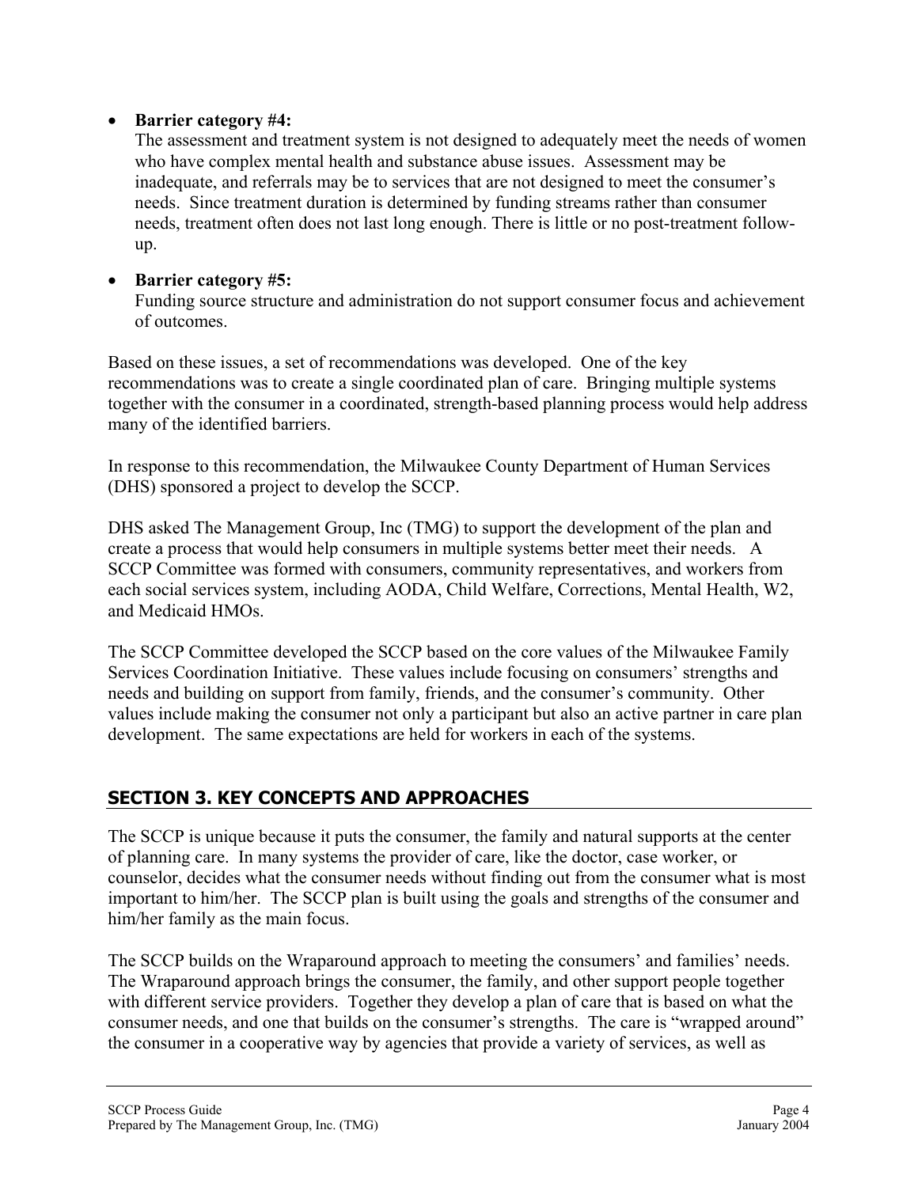- **Barrier category #4:**
  The assessment and treatment system is not designed to adequately meet the needs of women who have complex mental health and substance abuse issues. Assessment may be inadequate, and referrals may be to services that are not designed to meet the consumer's needs. Since treatment duration is determined by funding streams rather than consumer needs, treatment often does not last long enough. There is little or no post-treatment follow-up.

- **Barrier category #5:**
  Funding source structure and administration do not support consumer focus and achievement of outcomes.

Based on these issues, a set of recommendations was developed. One of the key recommendations was to create a single coordinated plan of care. Bringing multiple systems together with the consumer in a coordinated, strength-based planning process would help address many of the identified barriers.

In response to this recommendation, the Milwaukee County Department of Human Services (DHS) sponsored a project to develop the SCCP.

DHS asked The Management Group, Inc (TMG) to support the development of the plan and create a process that would help consumers in multiple systems better meet their needs. A SCCP Committee was formed with consumers, community representatives, and workers from each social services system, including AODA, Child Welfare, Corrections, Mental Health, W2, and Medicaid HMOs.

The SCCP Committee developed the SCCP based on the core values of the Milwaukee Family Services Coordination Initiative. These values include focusing on consumers' strengths and needs and building on support from family, friends, and the consumer's community. Other values include making the consumer not only a participant but also an active partner in care plan development. The same expectations are held for workers in each of the systems.

## SECTION 3. KEY CONCEPTS AND APPROACHES

The SCCP is unique because it puts the consumer, the family and natural supports at the center of planning care. In many systems the provider of care, like the doctor, case worker, or counselor, decides what the consumer needs without finding out from the consumer what is most important to him/her. The SCCP plan is built using the goals and strengths of the consumer and him/her family as the main focus.

The SCCP builds on the Wraparound approach to meeting the consumers' and families' needs. The Wraparound approach brings the consumer, the family, and other support people together with different service providers. Together they develop a plan of care that is based on what the consumer needs, and one that builds on the consumer's strengths. The care is "wrapped around" the consumer in a cooperative way by agencies that provide a variety of services, as well as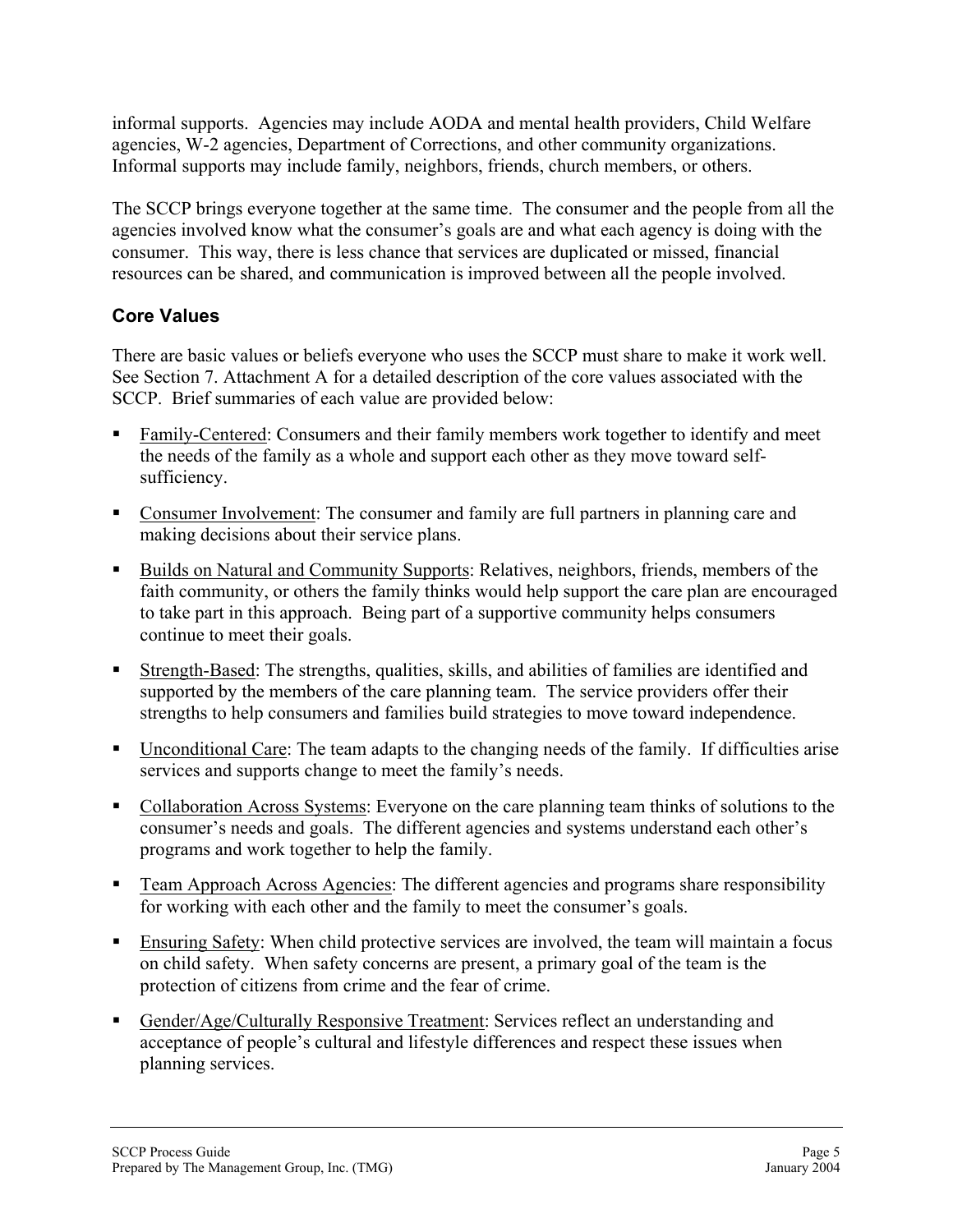informal supports. Agencies may include AODA and mental health providers, Child Welfare agencies, W-2 agencies, Department of Corrections, and other community organizations. Informal supports may include family, neighbors, friends, church members, or others.

The SCCP brings everyone together at the same time. The consumer and the people from all the agencies involved know what the consumer's goals are and what each agency is doing with the consumer. This way, there is less chance that services are duplicated or missed, financial resources can be shared, and communication is improved between all the people involved.

### Core Values

There are basic values or beliefs everyone who uses the SCCP must share to make it work well. See Section 7. Attachment A for a detailed description of the core values associated with the SCCP. Brief summaries of each value are provided below:

- Family-Centered: Consumers and their family members work together to identify and meet the needs of the family as a whole and support each other as they move toward self-sufficiency.
- Consumer Involvement: The consumer and family are full partners in planning care and making decisions about their service plans.
- Builds on Natural and Community Supports: Relatives, neighbors, friends, members of the faith community, or others the family thinks would help support the care plan are encouraged to take part in this approach. Being part of a supportive community helps consumers continue to meet their goals.
- Strength-Based: The strengths, qualities, skills, and abilities of families are identified and supported by the members of the care planning team. The service providers offer their strengths to help consumers and families build strategies to move toward independence.
- Unconditional Care: The team adapts to the changing needs of the family. If difficulties arise services and supports change to meet the family's needs.
- Collaboration Across Systems: Everyone on the care planning team thinks of solutions to the consumer's needs and goals. The different agencies and systems understand each other's programs and work together to help the family.
- Team Approach Across Agencies: The different agencies and programs share responsibility for working with each other and the family to meet the consumer's goals.
- Ensuring Safety: When child protective services are involved, the team will maintain a focus on child safety. When safety concerns are present, a primary goal of the team is the protection of citizens from crime and the fear of crime.
- Gender/Age/Culturally Responsive Treatment: Services reflect an understanding and acceptance of people's cultural and lifestyle differences and respect these issues when planning services.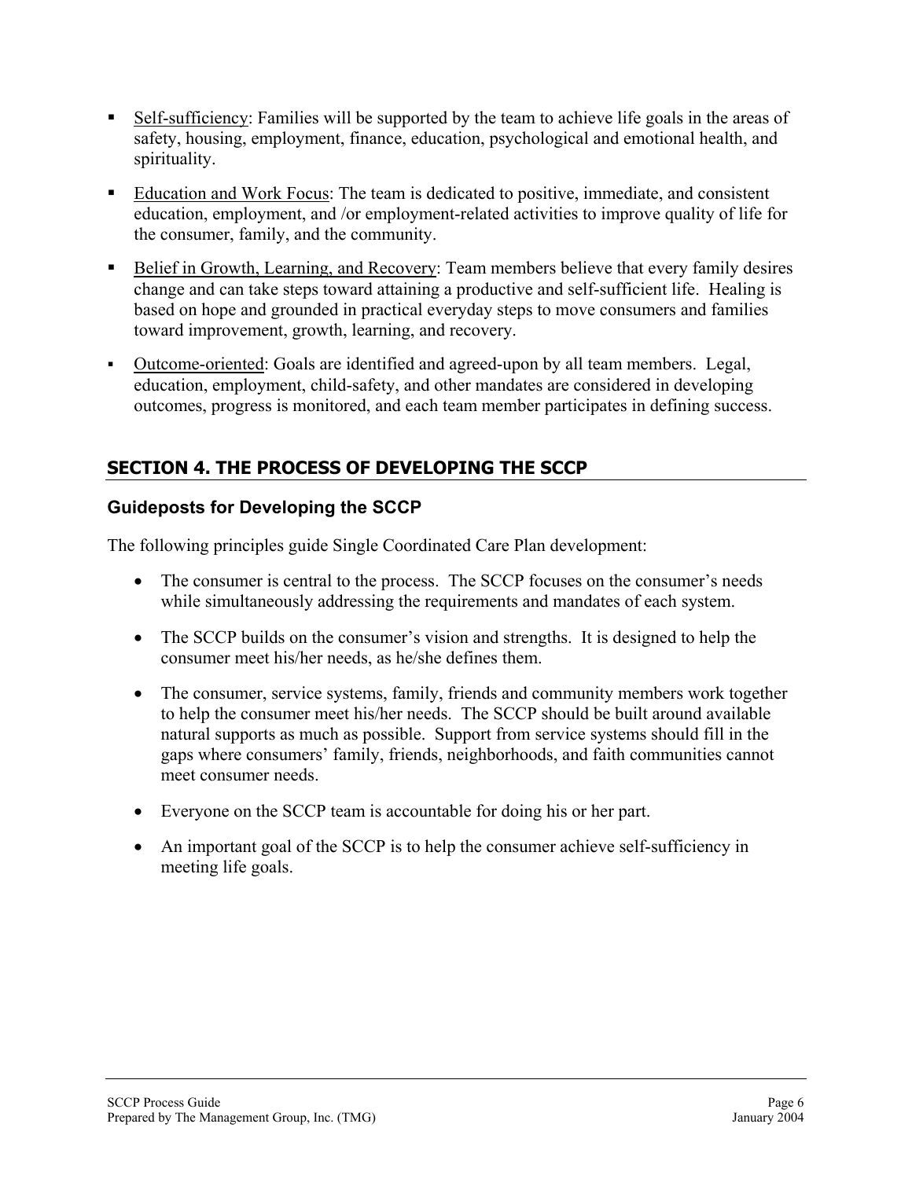- Self-sufficiency: Families will be supported by the team to achieve life goals in the areas of safety, housing, employment, finance, education, psychological and emotional health, and spirituality.

- Education and Work Focus: The team is dedicated to positive, immediate, and consistent education, employment, and /or employment-related activities to improve quality of life for the consumer, family, and the community.

- Belief in Growth, Learning, and Recovery: Team members believe that every family desires change and can take steps toward attaining a productive and self-sufficient life. Healing is based on hope and grounded in practical everyday steps to move consumers and families toward improvement, growth, learning, and recovery.

- Outcome-oriented: Goals are identified and agreed-upon by all team members. Legal, education, employment, child-safety, and other mandates are considered in developing outcomes, progress is monitored, and each team member participates in defining success.

## SECTION 4. THE PROCESS OF DEVELOPING THE SCCP

### Guideposts for Developing the SCCP

The following principles guide Single Coordinated Care Plan development:

- The consumer is central to the process. The SCCP focuses on the consumer's needs while simultaneously addressing the requirements and mandates of each system.

- The SCCP builds on the consumer's vision and strengths. It is designed to help the consumer meet his/her needs, as he/she defines them.

- The consumer, service systems, family, friends and community members work together to help the consumer meet his/her needs. The SCCP should be built around available natural supports as much as possible. Support from service systems should fill in the gaps where consumers' family, friends, neighborhoods, and faith communities cannot meet consumer needs.

- Everyone on the SCCP team is accountable for doing his or her part.

- An important goal of the SCCP is to help the consumer achieve self-sufficiency in meeting life goals.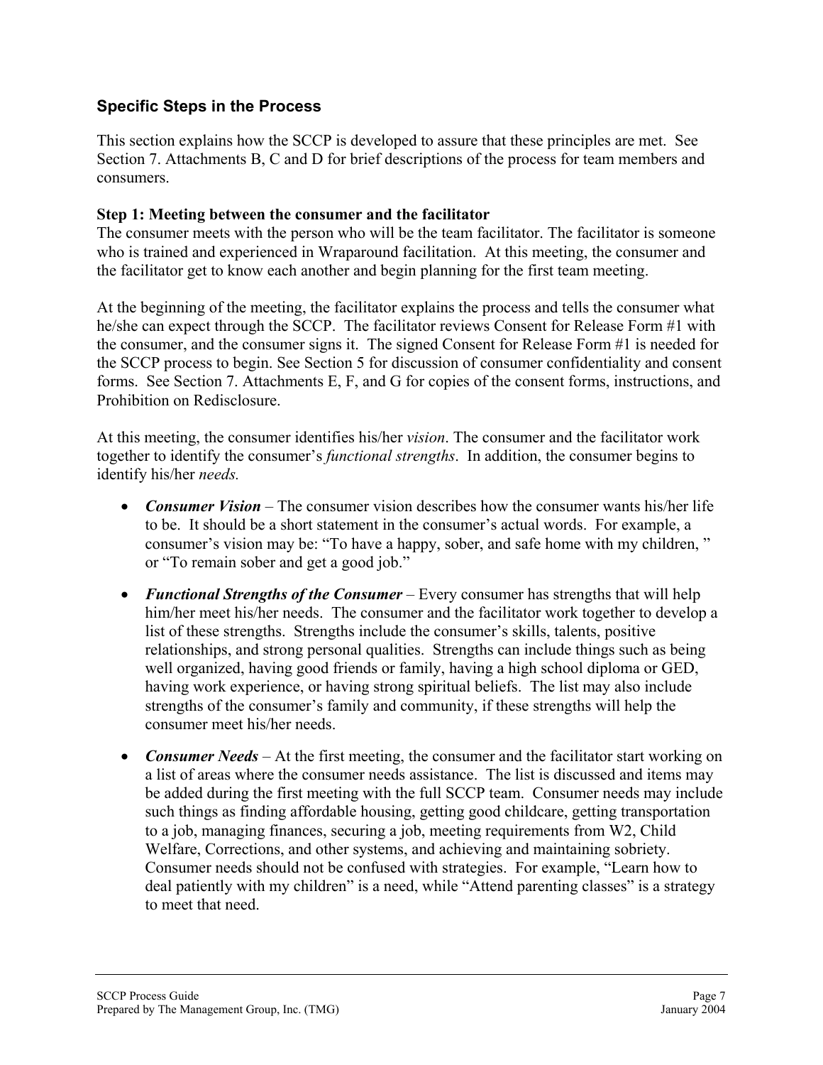## Specific Steps in the Process

This section explains how the SCCP is developed to assure that these principles are met. See Section 7. Attachments B, C and D for brief descriptions of the process for team members and consumers.

**Step 1: Meeting between the consumer and the facilitator**

The consumer meets with the person who will be the team facilitator. The facilitator is someone who is trained and experienced in Wraparound facilitation. At this meeting, the consumer and the facilitator get to know each another and begin planning for the first team meeting.

At the beginning of the meeting, the facilitator explains the process and tells the consumer what he/she can expect through the SCCP. The facilitator reviews Consent for Release Form #1 with the consumer, and the consumer signs it. The signed Consent for Release Form #1 is needed for the SCCP process to begin. See Section 5 for discussion of consumer confidentiality and consent forms. See Section 7. Attachments E, F, and G for copies of the consent forms, instructions, and Prohibition on Redisclosure.

At this meeting, the consumer identifies his/her *vision*. The consumer and the facilitator work together to identify the consumer's *functional strengths*. In addition, the consumer begins to identify his/her *needs.*

- ***Consumer Vision*** – The consumer vision describes how the consumer wants his/her life to be. It should be a short statement in the consumer's actual words. For example, a consumer's vision may be: "To have a happy, sober, and safe home with my children, " or "To remain sober and get a good job."
- ***Functional Strengths of the Consumer*** – Every consumer has strengths that will help him/her meet his/her needs. The consumer and the facilitator work together to develop a list of these strengths. Strengths include the consumer's skills, talents, positive relationships, and strong personal qualities. Strengths can include things such as being well organized, having good friends or family, having a high school diploma or GED, having work experience, or having strong spiritual beliefs. The list may also include strengths of the consumer's family and community, if these strengths will help the consumer meet his/her needs.
- ***Consumer Needs*** – At the first meeting, the consumer and the facilitator start working on a list of areas where the consumer needs assistance. The list is discussed and items may be added during the first meeting with the full SCCP team. Consumer needs may include such things as finding affordable housing, getting good childcare, getting transportation to a job, managing finances, securing a job, meeting requirements from W2, Child Welfare, Corrections, and other systems, and achieving and maintaining sobriety. Consumer needs should not be confused with strategies. For example, "Learn how to deal patiently with my children" is a need, while "Attend parenting classes" is a strategy to meet that need.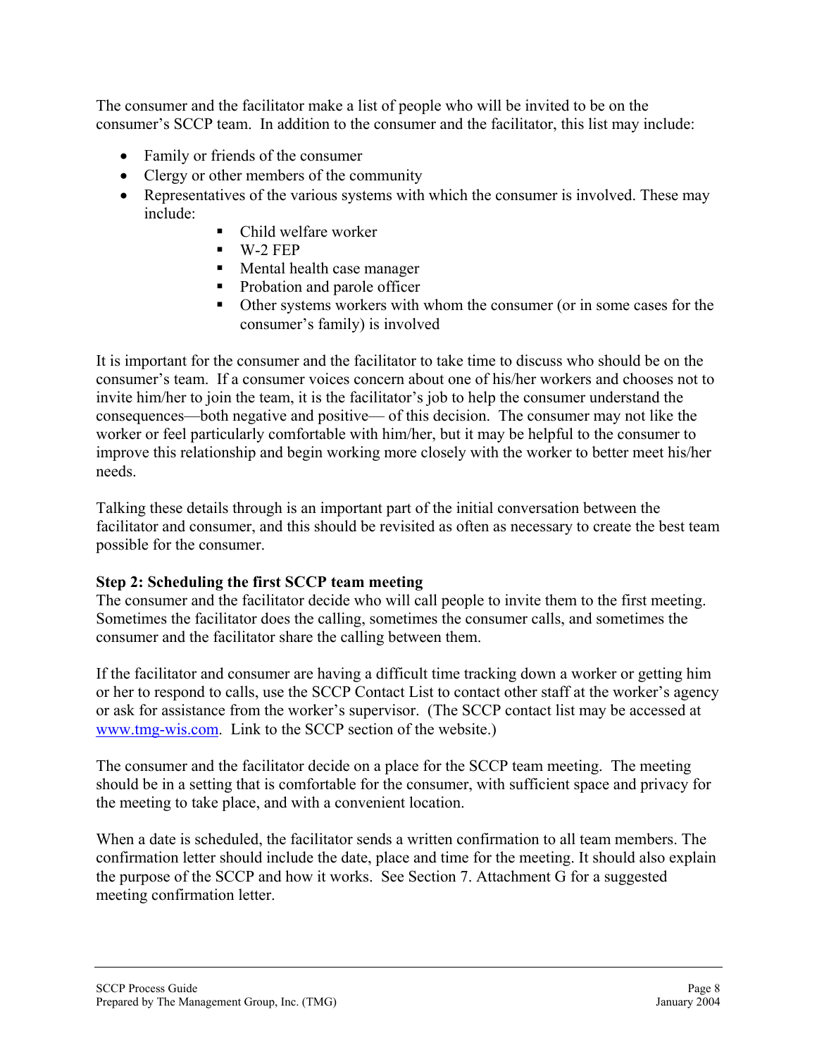The consumer and the facilitator make a list of people who will be invited to be on the consumer's SCCP team. In addition to the consumer and the facilitator, this list may include:

- Family or friends of the consumer
- Clergy or other members of the community
- Representatives of the various systems with which the consumer is involved. These may include:
    - Child welfare worker
    - W-2 FEP
    - Mental health case manager
    - Probation and parole officer
    - Other systems workers with whom the consumer (or in some cases for the consumer's family) is involved

It is important for the consumer and the facilitator to take time to discuss who should be on the consumer's team. If a consumer voices concern about one of his/her workers and chooses not to invite him/her to join the team, it is the facilitator's job to help the consumer understand the consequences—both negative and positive— of this decision. The consumer may not like the worker or feel particularly comfortable with him/her, but it may be helpful to the consumer to improve this relationship and begin working more closely with the worker to better meet his/her needs.

Talking these details through is an important part of the initial conversation between the facilitator and consumer, and this should be revisited as often as necessary to create the best team possible for the consumer.

**Step 2: Scheduling the first SCCP team meeting**

The consumer and the facilitator decide who will call people to invite them to the first meeting. Sometimes the facilitator does the calling, sometimes the consumer calls, and sometimes the consumer and the facilitator share the calling between them.

If the facilitator and consumer are having a difficult time tracking down a worker or getting him or her to respond to calls, use the SCCP Contact List to contact other staff at the worker's agency or ask for assistance from the worker's supervisor. (The SCCP contact list may be accessed at www.tmg-wis.com. Link to the SCCP section of the website.)

The consumer and the facilitator decide on a place for the SCCP team meeting. The meeting should be in a setting that is comfortable for the consumer, with sufficient space and privacy for the meeting to take place, and with a convenient location.

When a date is scheduled, the facilitator sends a written confirmation to all team members. The confirmation letter should include the date, place and time for the meeting. It should also explain the purpose of the SCCP and how it works. See Section 7. Attachment G for a suggested meeting confirmation letter.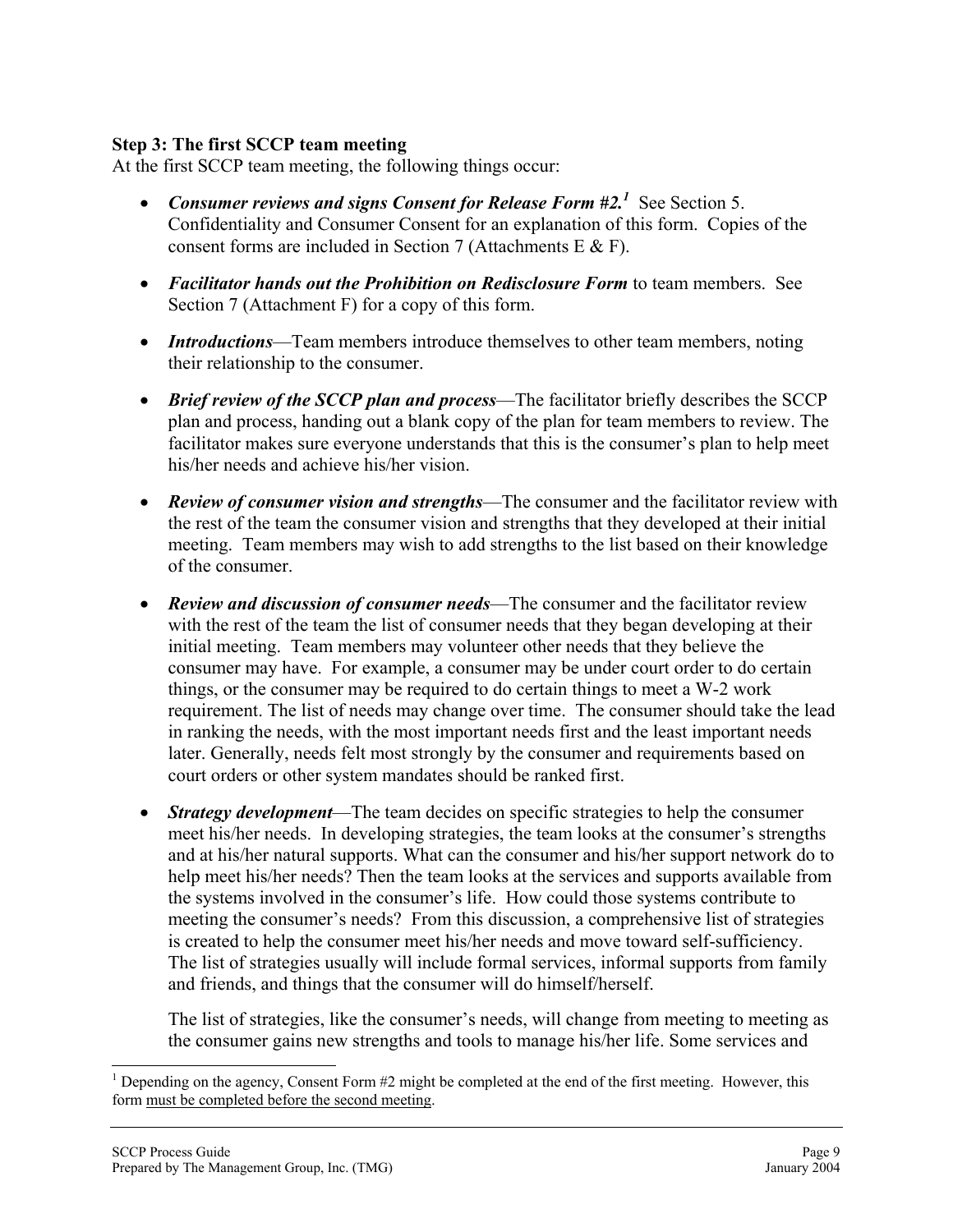**Step 3: The first SCCP team meeting**

At the first SCCP team meeting, the following things occur:

- ***Consumer reviews and signs Consent for Release Form #2.***[1] See Section 5. Confidentiality and Consumer Consent for an explanation of this form. Copies of the consent forms are included in Section 7 (Attachments E & F).
- ***Facilitator hands out the Prohibition on Redisclosure Form*** to team members. See Section 7 (Attachment F) for a copy of this form.
- ***Introductions***—Team members introduce themselves to other team members, noting their relationship to the consumer.
- ***Brief review of the SCCP plan and process***—The facilitator briefly describes the SCCP plan and process, handing out a blank copy of the plan for team members to review. The facilitator makes sure everyone understands that this is the consumer's plan to help meet his/her needs and achieve his/her vision.
- ***Review of consumer vision and strengths***—The consumer and the facilitator review with the rest of the team the consumer vision and strengths that they developed at their initial meeting. Team members may wish to add strengths to the list based on their knowledge of the consumer.
- ***Review and discussion of consumer needs***—The consumer and the facilitator review with the rest of the team the list of consumer needs that they began developing at their initial meeting. Team members may volunteer other needs that they believe the consumer may have. For example, a consumer may be under court order to do certain things, or the consumer may be required to do certain things to meet a W-2 work requirement. The list of needs may change over time. The consumer should take the lead in ranking the needs, with the most important needs first and the least important needs later. Generally, needs felt most strongly by the consumer and requirements based on court orders or other system mandates should be ranked first.
- ***Strategy development***—The team decides on specific strategies to help the consumer meet his/her needs. In developing strategies, the team looks at the consumer's strengths and at his/her natural supports. What can the consumer and his/her support network do to help meet his/her needs? Then the team looks at the services and supports available from the systems involved in the consumer's life. How could those systems contribute to meeting the consumer's needs? From this discussion, a comprehensive list of strategies is created to help the consumer meet his/her needs and move toward self-sufficiency. The list of strategies usually will include formal services, informal supports from family and friends, and things that the consumer will do himself/herself.

  The list of strategies, like the consumer's needs, will change from meeting to meeting as the consumer gains new strengths and tools to manage his/her life. Some services and

---

[1] Depending on the agency, Consent Form #2 might be completed at the end of the first meeting. However, this form must be completed before the second meeting.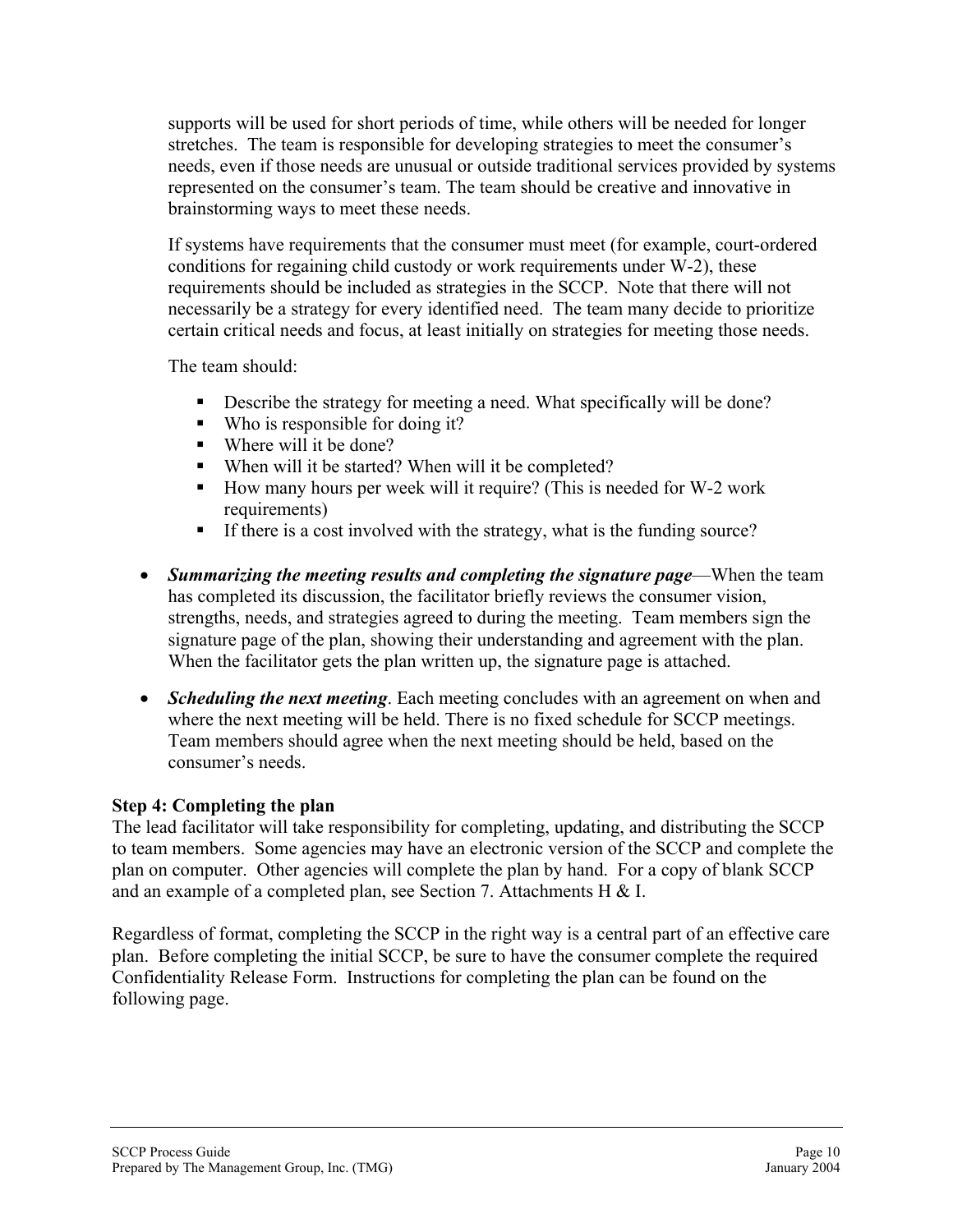supports will be used for short periods of time, while others will be needed for longer stretches. The team is responsible for developing strategies to meet the consumer's needs, even if those needs are unusual or outside traditional services provided by systems represented on the consumer's team. The team should be creative and innovative in brainstorming ways to meet these needs.

If systems have requirements that the consumer must meet (for example, court-ordered conditions for regaining child custody or work requirements under W-2), these requirements should be included as strategies in the SCCP. Note that there will not necessarily be a strategy for every identified need. The team many decide to prioritize certain critical needs and focus, at least initially on strategies for meeting those needs.

The team should:

- Describe the strategy for meeting a need. What specifically will be done?
- Who is responsible for doing it?
- Where will it be done?
- When will it be started? When will it be completed?
- How many hours per week will it require? (This is needed for W-2 work requirements)
- If there is a cost involved with the strategy, what is the funding source?

- ***Summarizing the meeting results and completing the signature page***—When the team has completed its discussion, the facilitator briefly reviews the consumer vision, strengths, needs, and strategies agreed to during the meeting. Team members sign the signature page of the plan, showing their understanding and agreement with the plan. When the facilitator gets the plan written up, the signature page is attached.

- ***Scheduling the next meeting***. Each meeting concludes with an agreement on when and where the next meeting will be held. There is no fixed schedule for SCCP meetings. Team members should agree when the next meeting should be held, based on the consumer's needs.

**Step 4: Completing the plan**

The lead facilitator will take responsibility for completing, updating, and distributing the SCCP to team members. Some agencies may have an electronic version of the SCCP and complete the plan on computer. Other agencies will complete the plan by hand. For a copy of blank SCCP and an example of a completed plan, see Section 7. Attachments H & I.

Regardless of format, completing the SCCP in the right way is a central part of an effective care plan. Before completing the initial SCCP, be sure to have the consumer complete the required Confidentiality Release Form. Instructions for completing the plan can be found on the following page.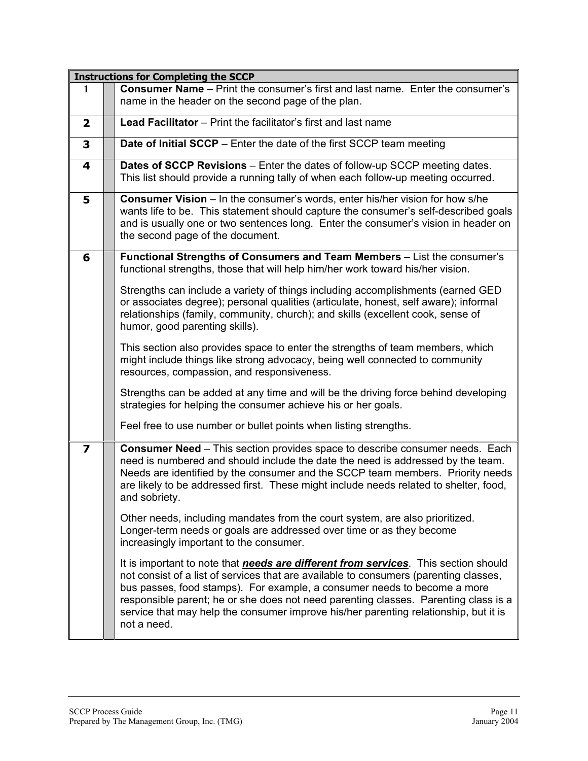| Instructions for Completing the SCCP | | |
|---|---|---|
| 1 | | **Consumer Name** – Print the consumer's first and last name. Enter the consumer's name in the header on the second page of the plan. |
| 2 | | **Lead Facilitator** – Print the facilitator's first and last name |
| 3 | | **Date of Initial SCCP** – Enter the date of the first SCCP team meeting |
| 4 | | **Dates of SCCP Revisions** – Enter the dates of follow-up SCCP meeting dates. This list should provide a running tally of when each follow-up meeting occurred. |
| 5 | | **Consumer Vision** – In the consumer's words, enter his/her vision for how s/he wants life to be. This statement should capture the consumer's self-described goals and is usually one or two sentences long. Enter the consumer's vision in header on the second page of the document. |
| 6 | | **Functional Strengths of Consumers and Team Members** – List the consumer's functional strengths, those that will help him/her work toward his/her vision.<br><br>Strengths can include a variety of things including accomplishments (earned GED or associates degree); personal qualities (articulate, honest, self aware); informal relationships (family, community, church); and skills (excellent cook, sense of humor, good parenting skills).<br><br>This section also provides space to enter the strengths of team members, which might include things like strong advocacy, being well connected to community resources, compassion, and responsiveness.<br><br>Strengths can be added at any time and will be the driving force behind developing strategies for helping the consumer achieve his or her goals.<br><br>Feel free to use number or bullet points when listing strengths. |
| 7 | | **Consumer Need** – This section provides space to describe consumer needs. Each need is numbered and should include the date the need is addressed by the team. Needs are identified by the consumer and the SCCP team members. Priority needs are likely to be addressed first. These might include needs related to shelter, food, and sobriety.<br><br>Other needs, including mandates from the court system, are also prioritized. Longer-term needs or goals are addressed over time or as they become increasingly important to the consumer.<br><br>It is important to note that ***needs are different from services***. This section should not consist of a list of services that are available to consumers (parenting classes, bus passes, food stamps). For example, a consumer needs to become a more responsible parent; he or she does not need parenting classes. Parenting class is a service that may help the consumer improve his/her parenting relationship, but it is not a need. |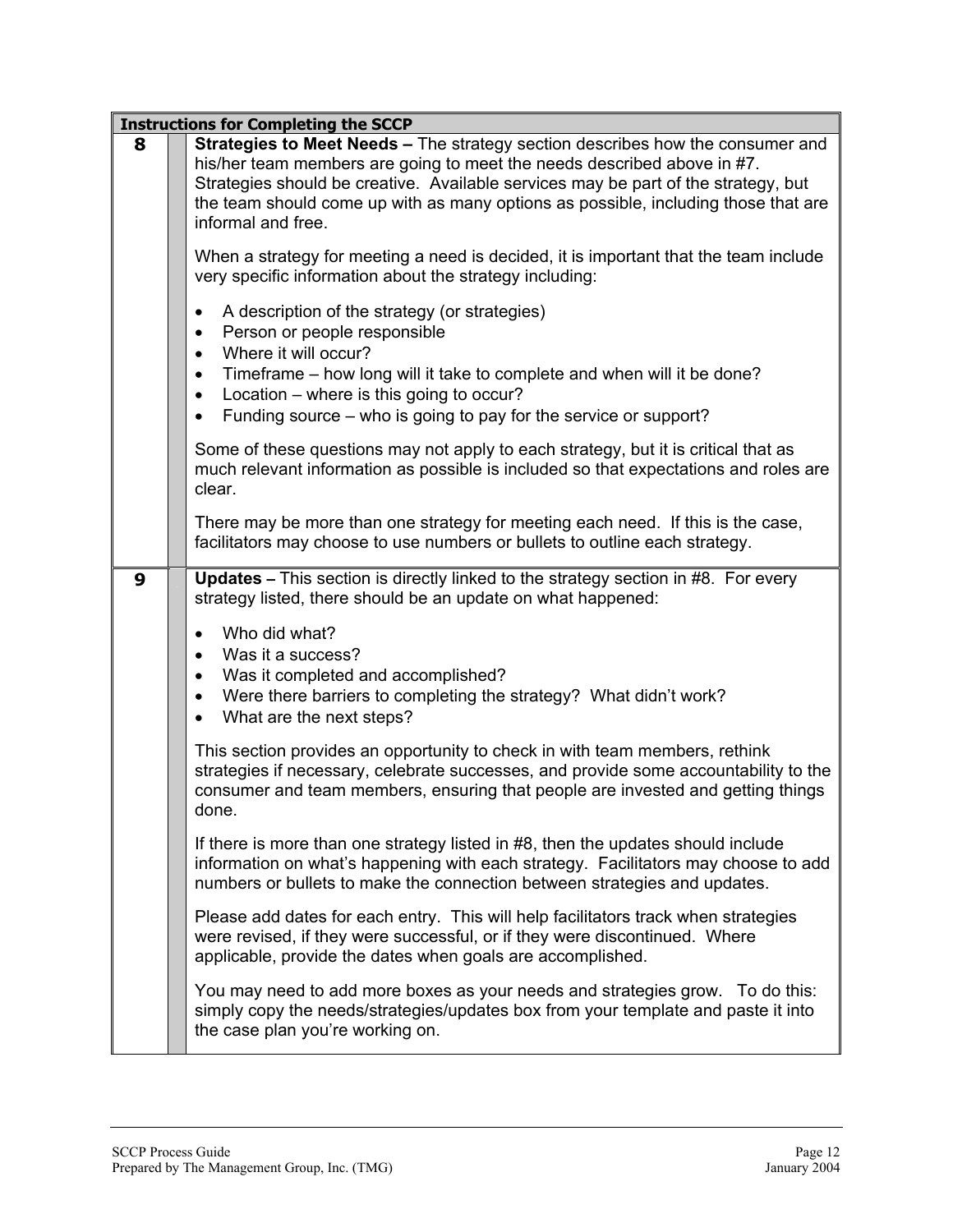| Instructions for Completing the SCCP | | |
|---|---|---|
| **8** | | **Strategies to Meet Needs –** The strategy section describes how the consumer and his/her team members are going to meet the needs described above in #7. Strategies should be creative. Available services may be part of the strategy, but the team should come up with as many options as possible, including those that are informal and free.<br><br>When a strategy for meeting a need is decided, it is important that the team include very specific information about the strategy including:<br><br>• A description of the strategy (or strategies)<br>• Person or people responsible<br>• Where it will occur?<br>• Timeframe – how long will it take to complete and when will it be done?<br>• Location – where is this going to occur?<br>• Funding source – who is going to pay for the service or support?<br><br>Some of these questions may not apply to each strategy, but it is critical that as much relevant information as possible is included so that expectations and roles are clear.<br><br>There may be more than one strategy for meeting each need. If this is the case, facilitators may choose to use numbers or bullets to outline each strategy. |
| **9** | | **Updates –** This section is directly linked to the strategy section in #8. For every strategy listed, there should be an update on what happened:<br><br>• Who did what?<br>• Was it a success?<br>• Was it completed and accomplished?<br>• Were there barriers to completing the strategy? What didn't work?<br>• What are the next steps?<br><br>This section provides an opportunity to check in with team members, rethink strategies if necessary, celebrate successes, and provide some accountability to the consumer and team members, ensuring that people are invested and getting things done.<br><br>If there is more than one strategy listed in #8, then the updates should include information on what's happening with each strategy. Facilitators may choose to add numbers or bullets to make the connection between strategies and updates.<br><br>Please add dates for each entry. This will help facilitators track when strategies were revised, if they were successful, or if they were discontinued. Where applicable, provide the dates when goals are accomplished.<br><br>You may need to add more boxes as your needs and strategies grow. To do this: simply copy the needs/strategies/updates box from your template and paste it into the case plan you're working on. |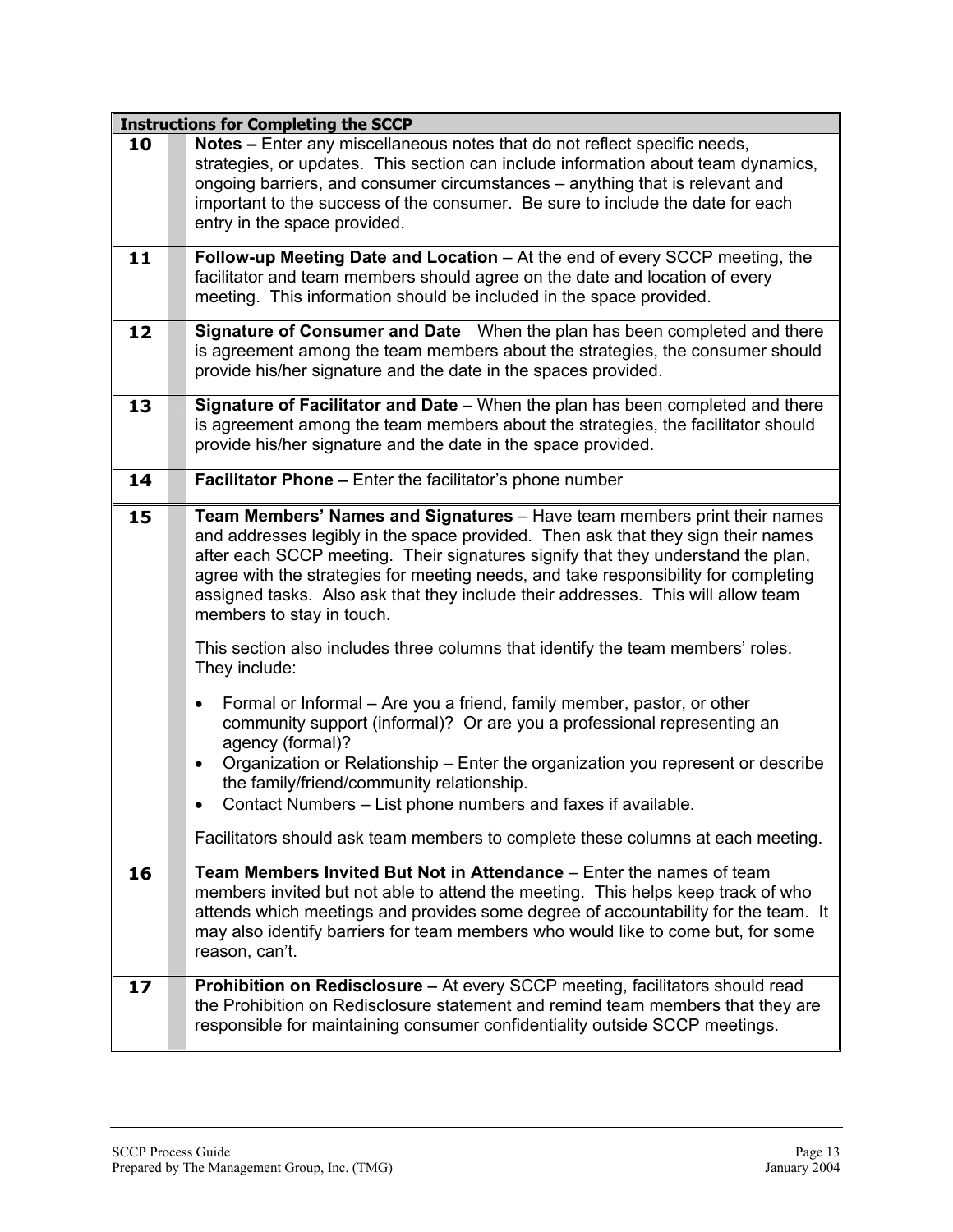| Instructions for Completing the SCCP | |
|---|---|
| **10** | **Notes –** Enter any miscellaneous notes that do not reflect specific needs, strategies, or updates. This section can include information about team dynamics, ongoing barriers, and consumer circumstances – anything that is relevant and important to the success of the consumer. Be sure to include the date for each entry in the space provided. |
| **11** | **Follow-up Meeting Date and Location** – At the end of every SCCP meeting, the facilitator and team members should agree on the date and location of every meeting. This information should be included in the space provided. |
| **12** | **Signature of Consumer and Date** – When the plan has been completed and there is agreement among the team members about the strategies, the consumer should provide his/her signature and the date in the spaces provided. |
| **13** | **Signature of Facilitator and Date** – When the plan has been completed and there is agreement among the team members about the strategies, the facilitator should provide his/her signature and the date in the space provided. |
| **14** | **Facilitator Phone –** Enter the facilitator's phone number |
| **15** | **Team Members' Names and Signatures** – Have team members print their names and addresses legibly in the space provided. Then ask that they sign their names after each SCCP meeting. Their signatures signify that they understand the plan, agree with the strategies for meeting needs, and take responsibility for completing assigned tasks. Also ask that they include their addresses. This will allow team members to stay in touch.<br><br>This section also includes three columns that identify the team members' roles. They include:<br><br>• Formal or Informal – Are you a friend, family member, pastor, or other community support (informal)? Or are you a professional representing an agency (formal)?<br>• Organization or Relationship – Enter the organization you represent or describe the family/friend/community relationship.<br>• Contact Numbers – List phone numbers and faxes if available.<br><br>Facilitators should ask team members to complete these columns at each meeting. |
| **16** | **Team Members Invited But Not in Attendance** – Enter the names of team members invited but not able to attend the meeting. This helps keep track of who attends which meetings and provides some degree of accountability for the team. It may also identify barriers for team members who would like to come but, for some reason, can't. |
| **17** | **Prohibition on Redisclosure –** At every SCCP meeting, facilitators should read the Prohibition on Redisclosure statement and remind team members that they are responsible for maintaining consumer confidentiality outside SCCP meetings. |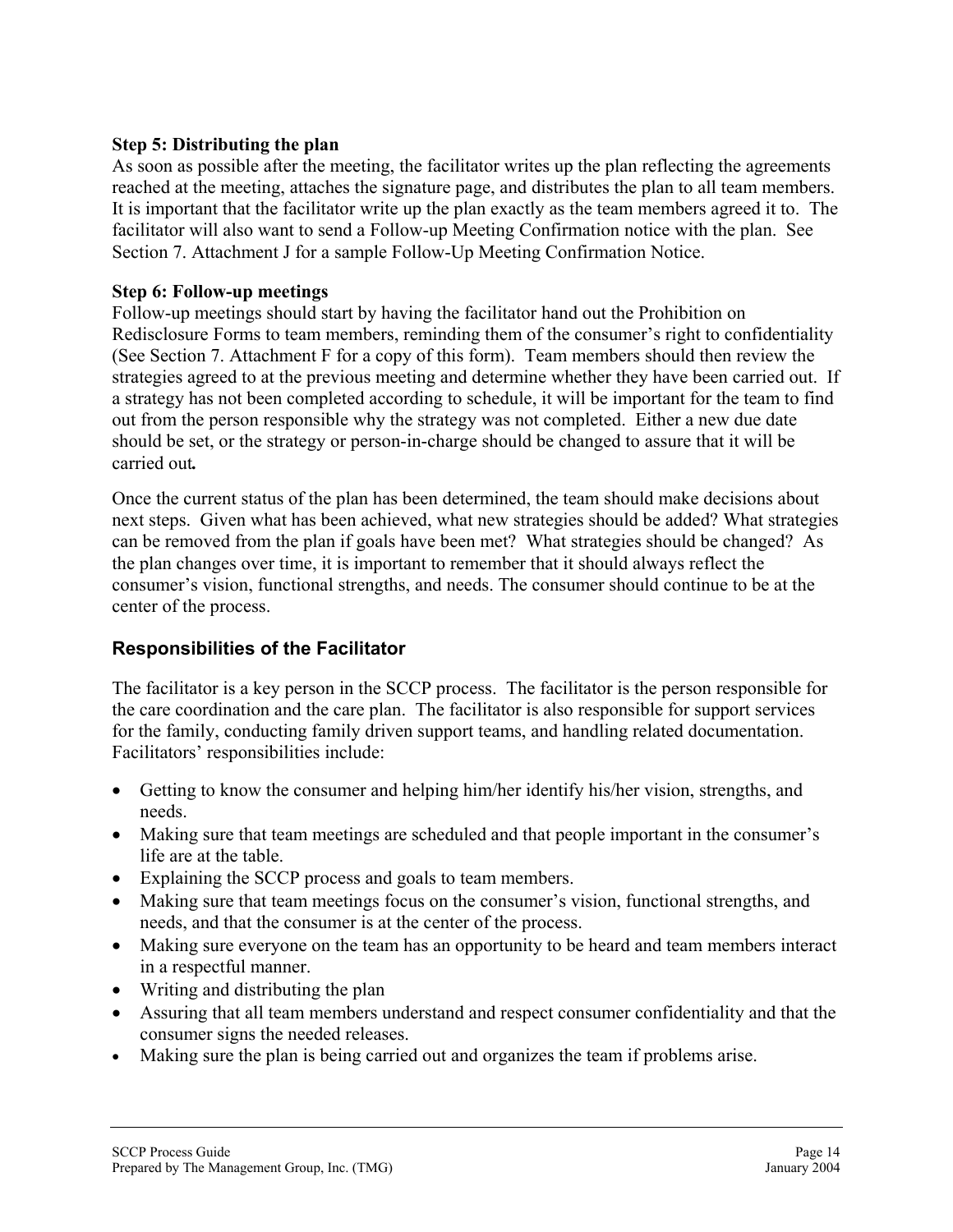**Step 5: Distributing the plan**

As soon as possible after the meeting, the facilitator writes up the plan reflecting the agreements reached at the meeting, attaches the signature page, and distributes the plan to all team members. It is important that the facilitator write up the plan exactly as the team members agreed it to. The facilitator will also want to send a Follow-up Meeting Confirmation notice with the plan. See Section 7. Attachment J for a sample Follow-Up Meeting Confirmation Notice.

**Step 6: Follow-up meetings**

Follow-up meetings should start by having the facilitator hand out the Prohibition on Redisclosure Forms to team members, reminding them of the consumer's right to confidentiality (See Section 7. Attachment F for a copy of this form). Team members should then review the strategies agreed to at the previous meeting and determine whether they have been carried out. If a strategy has not been completed according to schedule, it will be important for the team to find out from the person responsible why the strategy was not completed. Either a new due date should be set, or the strategy or person-in-charge should be changed to assure that it will be carried out***.***

Once the current status of the plan has been determined, the team should make decisions about next steps. Given what has been achieved, what new strategies should be added? What strategies can be removed from the plan if goals have been met? What strategies should be changed? As the plan changes over time, it is important to remember that it should always reflect the consumer's vision, functional strengths, and needs. The consumer should continue to be at the center of the process.

## Responsibilities of the Facilitator

The facilitator is a key person in the SCCP process. The facilitator is the person responsible for the care coordination and the care plan. The facilitator is also responsible for support services for the family, conducting family driven support teams, and handling related documentation. Facilitators' responsibilities include:

- Getting to know the consumer and helping him/her identify his/her vision, strengths, and needs.
- Making sure that team meetings are scheduled and that people important in the consumer's life are at the table.
- Explaining the SCCP process and goals to team members.
- Making sure that team meetings focus on the consumer's vision, functional strengths, and needs, and that the consumer is at the center of the process.
- Making sure everyone on the team has an opportunity to be heard and team members interact in a respectful manner.
- Writing and distributing the plan
- Assuring that all team members understand and respect consumer confidentiality and that the consumer signs the needed releases.
- Making sure the plan is being carried out and organizes the team if problems arise.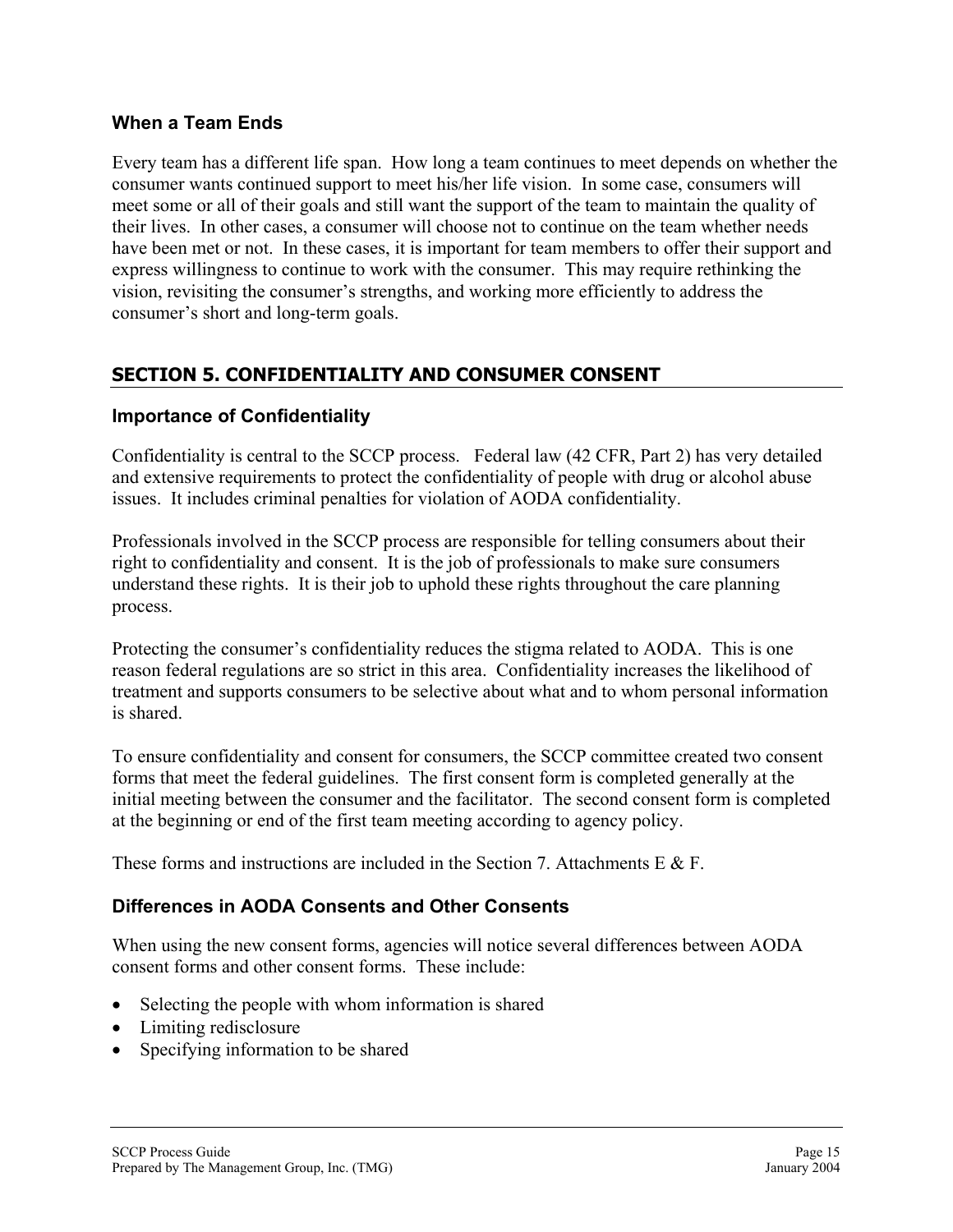### When a Team Ends

Every team has a different life span. How long a team continues to meet depends on whether the consumer wants continued support to meet his/her life vision. In some case, consumers will meet some or all of their goals and still want the support of the team to maintain the quality of their lives. In other cases, a consumer will choose not to continue on the team whether needs have been met or not. In these cases, it is important for team members to offer their support and express willingness to continue to work with the consumer. This may require rethinking the vision, revisiting the consumer's strengths, and working more efficiently to address the consumer's short and long-term goals.

## SECTION 5. CONFIDENTIALITY AND CONSUMER CONSENT

### Importance of Confidentiality

Confidentiality is central to the SCCP process. Federal law (42 CFR, Part 2) has very detailed and extensive requirements to protect the confidentiality of people with drug or alcohol abuse issues. It includes criminal penalties for violation of AODA confidentiality.

Professionals involved in the SCCP process are responsible for telling consumers about their right to confidentiality and consent. It is the job of professionals to make sure consumers understand these rights. It is their job to uphold these rights throughout the care planning process.

Protecting the consumer's confidentiality reduces the stigma related to AODA. This is one reason federal regulations are so strict in this area. Confidentiality increases the likelihood of treatment and supports consumers to be selective about what and to whom personal information is shared.

To ensure confidentiality and consent for consumers, the SCCP committee created two consent forms that meet the federal guidelines. The first consent form is completed generally at the initial meeting between the consumer and the facilitator. The second consent form is completed at the beginning or end of the first team meeting according to agency policy.

These forms and instructions are included in the Section 7. Attachments E & F.

### Differences in AODA Consents and Other Consents

When using the new consent forms, agencies will notice several differences between AODA consent forms and other consent forms. These include:

- Selecting the people with whom information is shared
- Limiting redisclosure
- Specifying information to be shared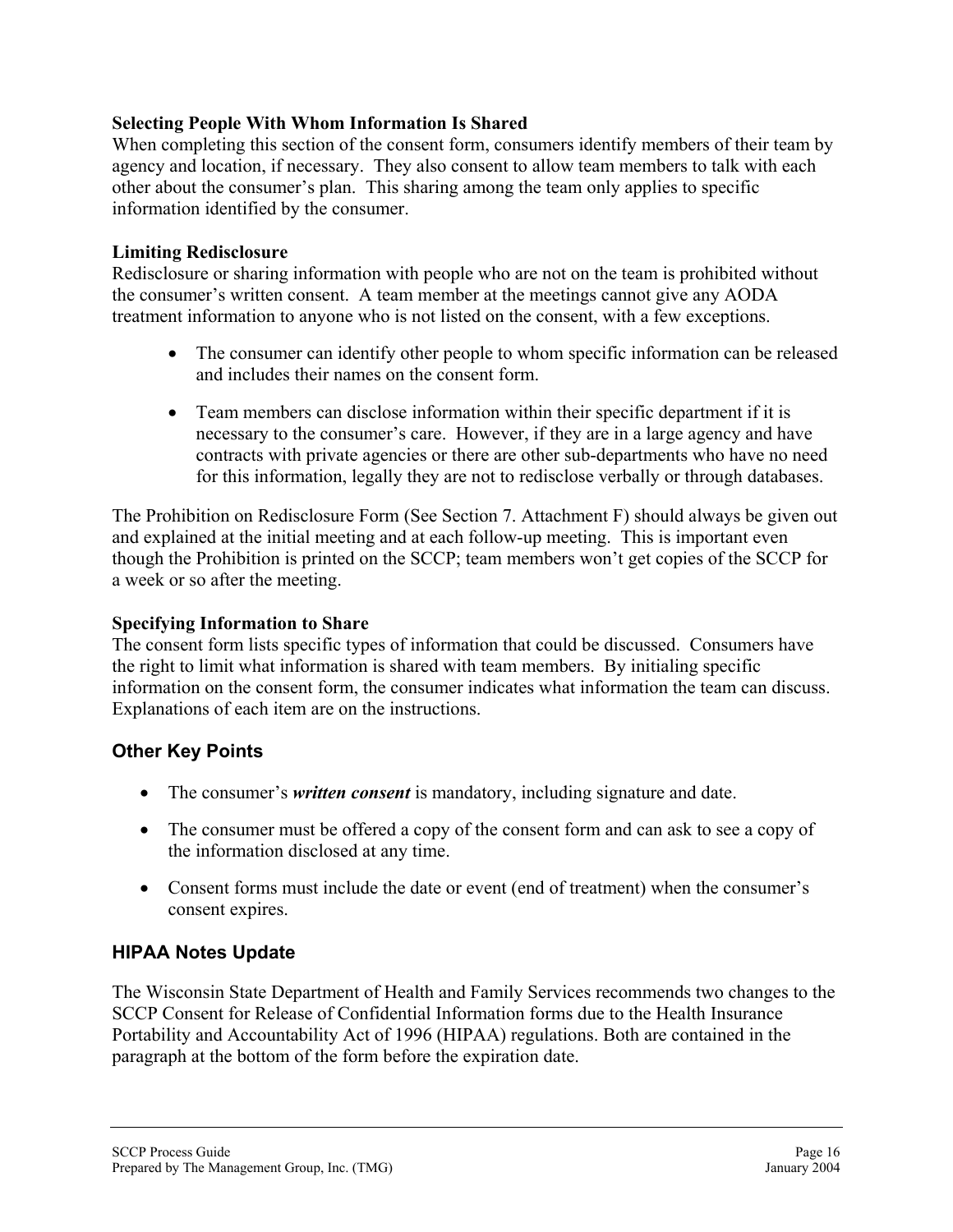### Selecting People With Whom Information Is Shared

When completing this section of the consent form, consumers identify members of their team by agency and location, if necessary. They also consent to allow team members to talk with each other about the consumer's plan. This sharing among the team only applies to specific information identified by the consumer.

### Limiting Redisclosure

Redisclosure or sharing information with people who are not on the team is prohibited without the consumer's written consent. A team member at the meetings cannot give any AODA treatment information to anyone who is not listed on the consent, with a few exceptions.

- The consumer can identify other people to whom specific information can be released and includes their names on the consent form.
- Team members can disclose information within their specific department if it is necessary to the consumer's care. However, if they are in a large agency and have contracts with private agencies or there are other sub-departments who have no need for this information, legally they are not to redisclose verbally or through databases.

The Prohibition on Redisclosure Form (See Section 7. Attachment F) should always be given out and explained at the initial meeting and at each follow-up meeting. This is important even though the Prohibition is printed on the SCCP; team members won't get copies of the SCCP for a week or so after the meeting.

### Specifying Information to Share

The consent form lists specific types of information that could be discussed. Consumers have the right to limit what information is shared with team members. By initialing specific information on the consent form, the consumer indicates what information the team can discuss. Explanations of each item are on the instructions.

## Other Key Points

- The consumer's ***written consent*** is mandatory, including signature and date.
- The consumer must be offered a copy of the consent form and can ask to see a copy of the information disclosed at any time.
- Consent forms must include the date or event (end of treatment) when the consumer's consent expires.

## HIPAA Notes Update

The Wisconsin State Department of Health and Family Services recommends two changes to the SCCP Consent for Release of Confidential Information forms due to the Health Insurance Portability and Accountability Act of 1996 (HIPAA) regulations. Both are contained in the paragraph at the bottom of the form before the expiration date.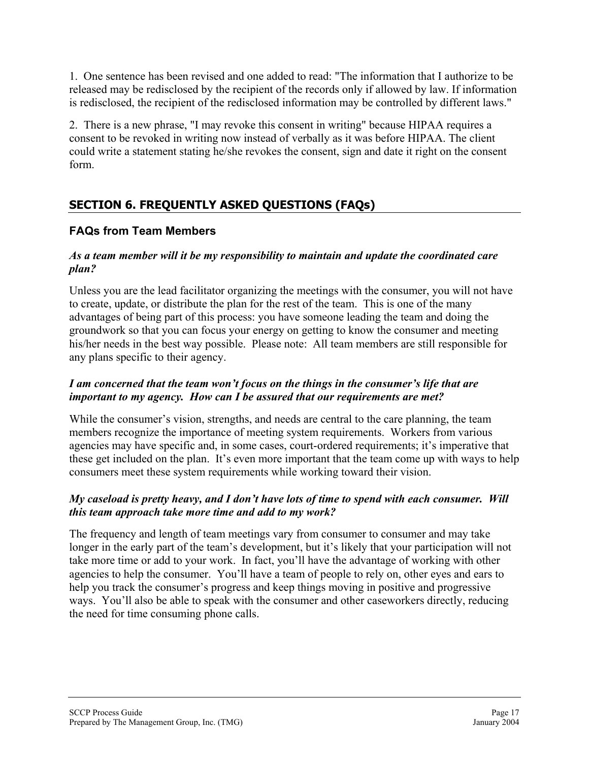1. One sentence has been revised and one added to read: "The information that I authorize to be released may be redisclosed by the recipient of the records only if allowed by law. If information is redisclosed, the recipient of the redisclosed information may be controlled by different laws."

2. There is a new phrase, "I may revoke this consent in writing" because HIPAA requires a consent to be revoked in writing now instead of verbally as it was before HIPAA. The client could write a statement stating he/she revokes the consent, sign and date it right on the consent form.

## SECTION 6. FREQUENTLY ASKED QUESTIONS (FAQs)

### FAQs from Team Members

***As a team member will it be my responsibility to maintain and update the coordinated care plan?***

Unless you are the lead facilitator organizing the meetings with the consumer, you will not have to create, update, or distribute the plan for the rest of the team. This is one of the many advantages of being part of this process: you have someone leading the team and doing the groundwork so that you can focus your energy on getting to know the consumer and meeting his/her needs in the best way possible. Please note: All team members are still responsible for any plans specific to their agency.

***I am concerned that the team won't focus on the things in the consumer's life that are important to my agency. How can I be assured that our requirements are met?***

While the consumer's vision, strengths, and needs are central to the care planning, the team members recognize the importance of meeting system requirements. Workers from various agencies may have specific and, in some cases, court-ordered requirements; it's imperative that these get included on the plan. It's even more important that the team come up with ways to help consumers meet these system requirements while working toward their vision.

***My caseload is pretty heavy, and I don't have lots of time to spend with each consumer. Will this team approach take more time and add to my work?***

The frequency and length of team meetings vary from consumer to consumer and may take longer in the early part of the team's development, but it's likely that your participation will not take more time or add to your work. In fact, you'll have the advantage of working with other agencies to help the consumer. You'll have a team of people to rely on, other eyes and ears to help you track the consumer's progress and keep things moving in positive and progressive ways. You'll also be able to speak with the consumer and other caseworkers directly, reducing the need for time consuming phone calls.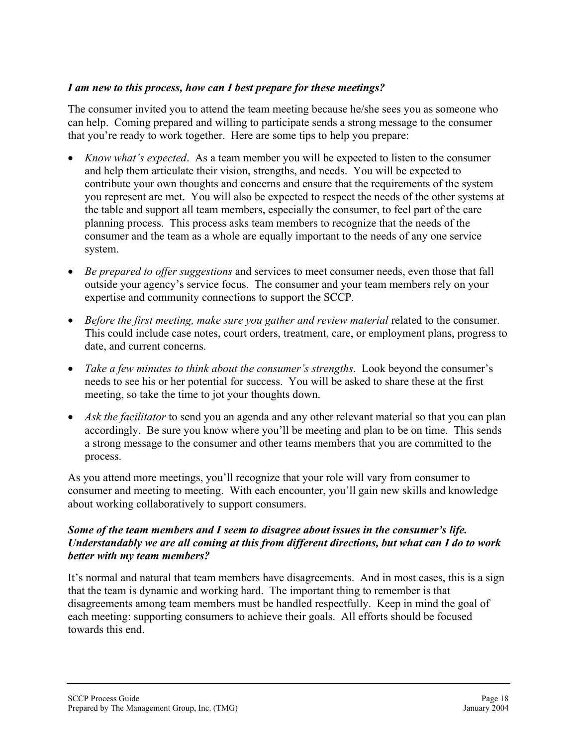***I am new to this process, how can I best prepare for these meetings?***

The consumer invited you to attend the team meeting because he/she sees you as someone who can help. Coming prepared and willing to participate sends a strong message to the consumer that you're ready to work together. Here are some tips to help you prepare:

- *Know what's expected*. As a team member you will be expected to listen to the consumer and help them articulate their vision, strengths, and needs. You will be expected to contribute your own thoughts and concerns and ensure that the requirements of the system you represent are met. You will also be expected to respect the needs of the other systems at the table and support all team members, especially the consumer, to feel part of the care planning process. This process asks team members to recognize that the needs of the consumer and the team as a whole are equally important to the needs of any one service system.

- *Be prepared to offer suggestions* and services to meet consumer needs, even those that fall outside your agency's service focus. The consumer and your team members rely on your expertise and community connections to support the SCCP.

- *Before the first meeting, make sure you gather and review material* related to the consumer. This could include case notes, court orders, treatment, care, or employment plans, progress to date, and current concerns.

- *Take a few minutes to think about the consumer's strengths*. Look beyond the consumer's needs to see his or her potential for success. You will be asked to share these at the first meeting, so take the time to jot your thoughts down.

- *Ask the facilitator* to send you an agenda and any other relevant material so that you can plan accordingly. Be sure you know where you'll be meeting and plan to be on time. This sends a strong message to the consumer and other teams members that you are committed to the process.

As you attend more meetings, you'll recognize that your role will vary from consumer to consumer and meeting to meeting. With each encounter, you'll gain new skills and knowledge about working collaboratively to support consumers.

***Some of the team members and I seem to disagree about issues in the consumer's life. Understandably we are all coming at this from different directions, but what can I do to work better with my team members?***

It's normal and natural that team members have disagreements. And in most cases, this is a sign that the team is dynamic and working hard. The important thing to remember is that disagreements among team members must be handled respectfully. Keep in mind the goal of each meeting: supporting consumers to achieve their goals. All efforts should be focused towards this end.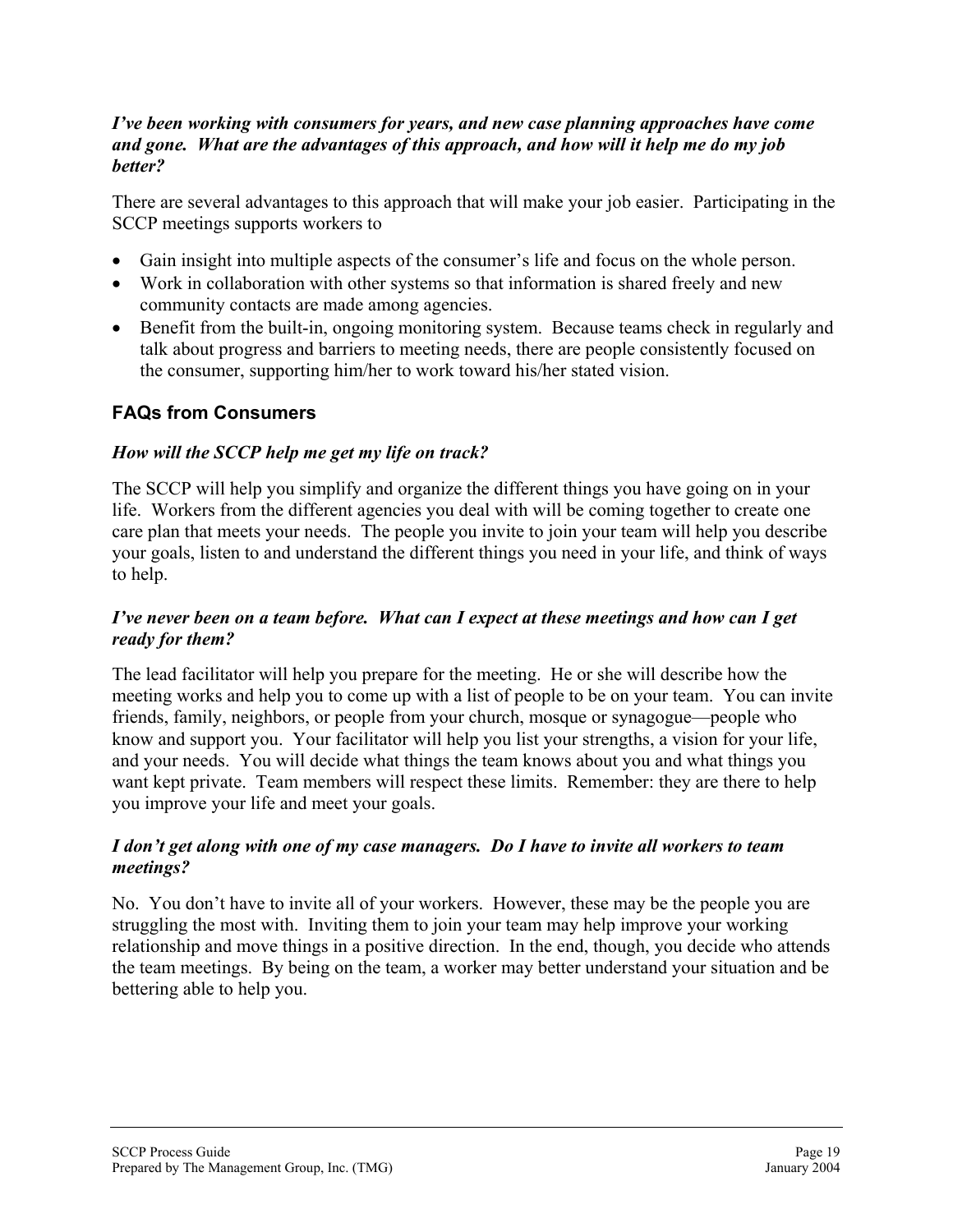***I've been working with consumers for years, and new case planning approaches have come and gone. What are the advantages of this approach, and how will it help me do my job better?***

There are several advantages to this approach that will make your job easier. Participating in the SCCP meetings supports workers to

- Gain insight into multiple aspects of the consumer's life and focus on the whole person.
- Work in collaboration with other systems so that information is shared freely and new community contacts are made among agencies.
- Benefit from the built-in, ongoing monitoring system. Because teams check in regularly and talk about progress and barriers to meeting needs, there are people consistently focused on the consumer, supporting him/her to work toward his/her stated vision.

## FAQs from Consumers

***How will the SCCP help me get my life on track?***

The SCCP will help you simplify and organize the different things you have going on in your life. Workers from the different agencies you deal with will be coming together to create one care plan that meets your needs. The people you invite to join your team will help you describe your goals, listen to and understand the different things you need in your life, and think of ways to help.

***I've never been on a team before. What can I expect at these meetings and how can I get ready for them?***

The lead facilitator will help you prepare for the meeting. He or she will describe how the meeting works and help you to come up with a list of people to be on your team. You can invite friends, family, neighbors, or people from your church, mosque or synagogue—people who know and support you. Your facilitator will help you list your strengths, a vision for your life, and your needs. You will decide what things the team knows about you and what things you want kept private. Team members will respect these limits. Remember: they are there to help you improve your life and meet your goals.

***I don't get along with one of my case managers. Do I have to invite all workers to team meetings?***

No. You don't have to invite all of your workers. However, these may be the people you are struggling the most with. Inviting them to join your team may help improve your working relationship and move things in a positive direction. In the end, though, you decide who attends the team meetings. By being on the team, a worker may better understand your situation and be bettering able to help you.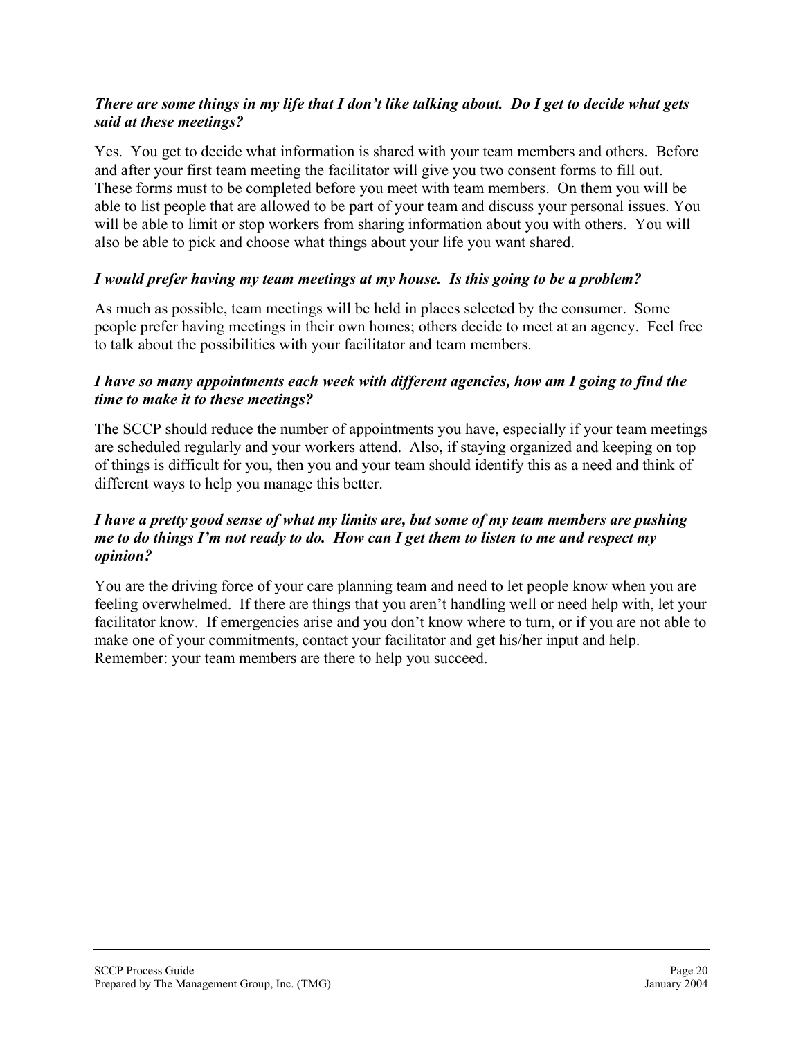***There are some things in my life that I don't like talking about. Do I get to decide what gets said at these meetings?***

Yes. You get to decide what information is shared with your team members and others. Before and after your first team meeting the facilitator will give you two consent forms to fill out. These forms must to be completed before you meet with team members. On them you will be able to list people that are allowed to be part of your team and discuss your personal issues. You will be able to limit or stop workers from sharing information about you with others. You will also be able to pick and choose what things about your life you want shared.

***I would prefer having my team meetings at my house. Is this going to be a problem?***

As much as possible, team meetings will be held in places selected by the consumer. Some people prefer having meetings in their own homes; others decide to meet at an agency. Feel free to talk about the possibilities with your facilitator and team members.

***I have so many appointments each week with different agencies, how am I going to find the time to make it to these meetings?***

The SCCP should reduce the number of appointments you have, especially if your team meetings are scheduled regularly and your workers attend. Also, if staying organized and keeping on top of things is difficult for you, then you and your team should identify this as a need and think of different ways to help you manage this better.

***I have a pretty good sense of what my limits are, but some of my team members are pushing me to do things I'm not ready to do. How can I get them to listen to me and respect my opinion?***

You are the driving force of your care planning team and need to let people know when you are feeling overwhelmed. If there are things that you aren't handling well or need help with, let your facilitator know. If emergencies arise and you don't know where to turn, or if you are not able to make one of your commitments, contact your facilitator and get his/her input and help. Remember: your team members are there to help you succeed.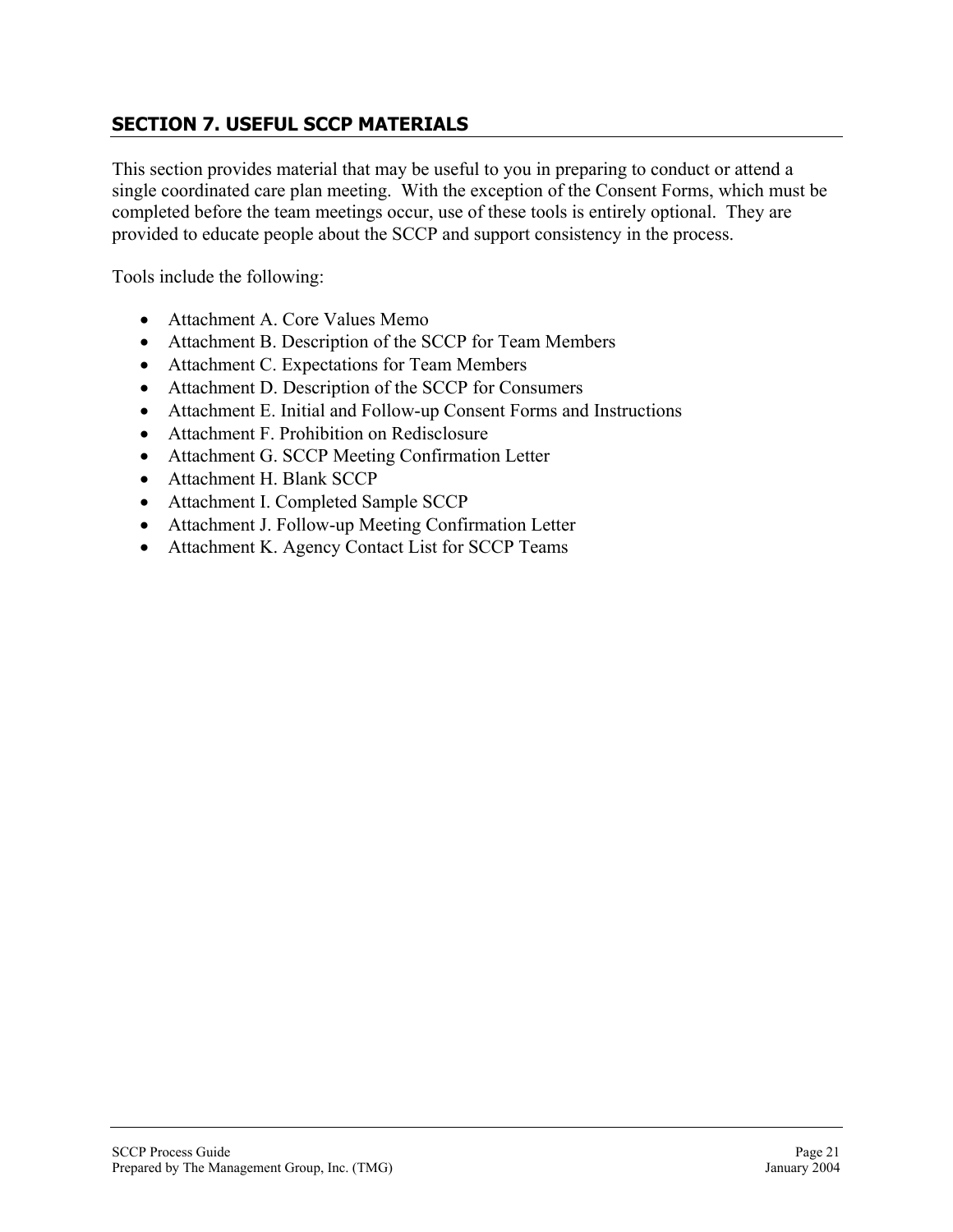## SECTION 7. USEFUL SCCP MATERIALS

This section provides material that may be useful to you in preparing to conduct or attend a single coordinated care plan meeting. With the exception of the Consent Forms, which must be completed before the team meetings occur, use of these tools is entirely optional. They are provided to educate people about the SCCP and support consistency in the process.

Tools include the following:

- Attachment A. Core Values Memo
- Attachment B. Description of the SCCP for Team Members
- Attachment C. Expectations for Team Members
- Attachment D. Description of the SCCP for Consumers
- Attachment E. Initial and Follow-up Consent Forms and Instructions
- Attachment F. Prohibition on Redisclosure
- Attachment G. SCCP Meeting Confirmation Letter
- Attachment H. Blank SCCP
- Attachment I. Completed Sample SCCP
- Attachment J. Follow-up Meeting Confirmation Letter
- Attachment K. Agency Contact List for SCCP Teams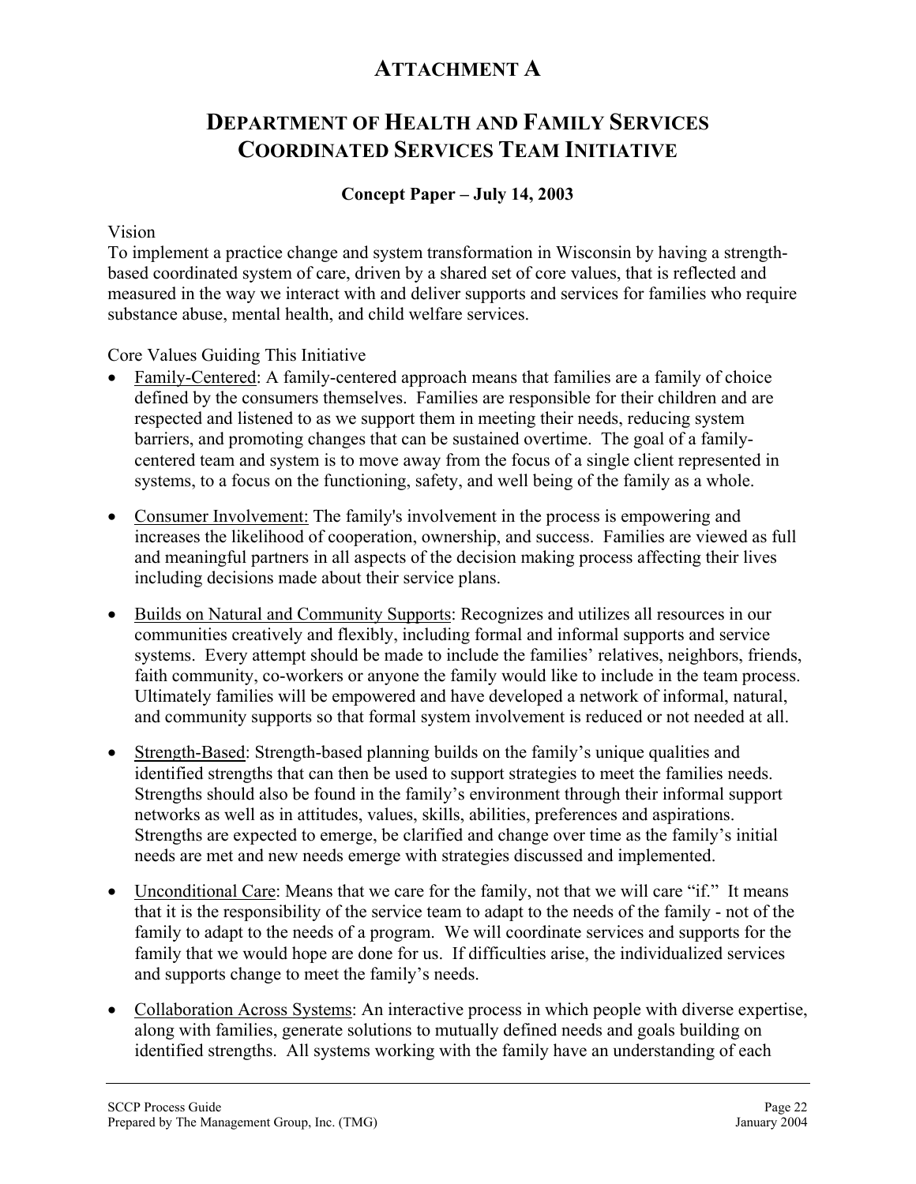# ATTACHMENT A

## DEPARTMENT OF HEALTH AND FAMILY SERVICES COORDINATED SERVICES TEAM INITIATIVE

**Concept Paper – July 14, 2003**

Vision

To implement a practice change and system transformation in Wisconsin by having a strength-based coordinated system of care, driven by a shared set of core values, that is reflected and measured in the way we interact with and deliver supports and services for families who require substance abuse, mental health, and child welfare services.

Core Values Guiding This Initiative

- Family-Centered: A family-centered approach means that families are a family of choice defined by the consumers themselves. Families are responsible for their children and are respected and listened to as we support them in meeting their needs, reducing system barriers, and promoting changes that can be sustained overtime. The goal of a family-centered team and system is to move away from the focus of a single client represented in systems, to a focus on the functioning, safety, and well being of the family as a whole.

- Consumer Involvement: The family's involvement in the process is empowering and increases the likelihood of cooperation, ownership, and success. Families are viewed as full and meaningful partners in all aspects of the decision making process affecting their lives including decisions made about their service plans.

- Builds on Natural and Community Supports: Recognizes and utilizes all resources in our communities creatively and flexibly, including formal and informal supports and service systems. Every attempt should be made to include the families' relatives, neighbors, friends, faith community, co-workers or anyone the family would like to include in the team process. Ultimately families will be empowered and have developed a network of informal, natural, and community supports so that formal system involvement is reduced or not needed at all.

- Strength-Based: Strength-based planning builds on the family's unique qualities and identified strengths that can then be used to support strategies to meet the families needs. Strengths should also be found in the family's environment through their informal support networks as well as in attitudes, values, skills, abilities, preferences and aspirations. Strengths are expected to emerge, be clarified and change over time as the family's initial needs are met and new needs emerge with strategies discussed and implemented.

- Unconditional Care: Means that we care for the family, not that we will care "if." It means that it is the responsibility of the service team to adapt to the needs of the family - not of the family to adapt to the needs of a program. We will coordinate services and supports for the family that we would hope are done for us. If difficulties arise, the individualized services and supports change to meet the family's needs.

- Collaboration Across Systems: An interactive process in which people with diverse expertise, along with families, generate solutions to mutually defined needs and goals building on identified strengths. All systems working with the family have an understanding of each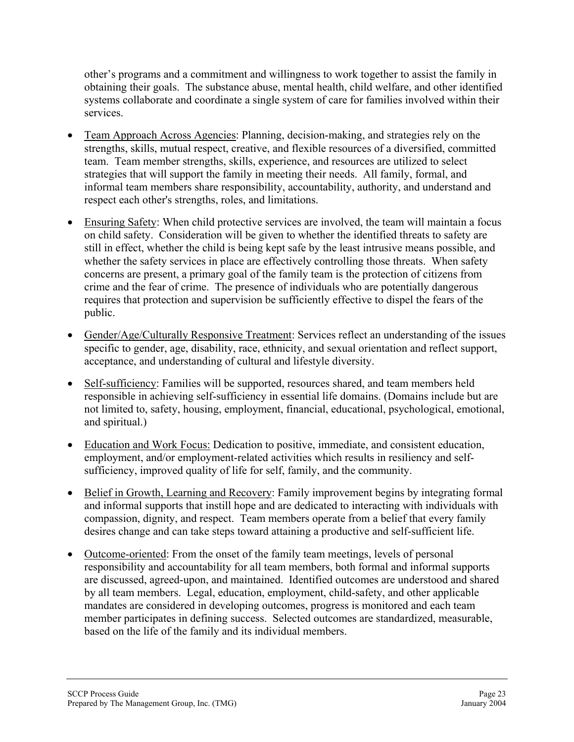other's programs and a commitment and willingness to work together to assist the family in obtaining their goals. The substance abuse, mental health, child welfare, and other identified systems collaborate and coordinate a single system of care for families involved within their services.

- <u>Team Approach Across Agencies</u>: Planning, decision-making, and strategies rely on the strengths, skills, mutual respect, creative, and flexible resources of a diversified, committed team. Team member strengths, skills, experience, and resources are utilized to select strategies that will support the family in meeting their needs. All family, formal, and informal team members share responsibility, accountability, authority, and understand and respect each other's strengths, roles, and limitations.

- <u>Ensuring Safety</u>: When child protective services are involved, the team will maintain a focus on child safety. Consideration will be given to whether the identified threats to safety are still in effect, whether the child is being kept safe by the least intrusive means possible, and whether the safety services in place are effectively controlling those threats. When safety concerns are present, a primary goal of the family team is the protection of citizens from crime and the fear of crime. The presence of individuals who are potentially dangerous requires that protection and supervision be sufficiently effective to dispel the fears of the public.

- <u>Gender/Age/Culturally Responsive Treatment</u>: Services reflect an understanding of the issues specific to gender, age, disability, race, ethnicity, and sexual orientation and reflect support, acceptance, and understanding of cultural and lifestyle diversity.

- <u>Self-sufficiency</u>: Families will be supported, resources shared, and team members held responsible in achieving self-sufficiency in essential life domains. (Domains include but are not limited to, safety, housing, employment, financial, educational, psychological, emotional, and spiritual.)

- <u>Education and Work Focus:</u> Dedication to positive, immediate, and consistent education, employment, and/or employment-related activities which results in resiliency and self-sufficiency, improved quality of life for self, family, and the community.

- <u>Belief in Growth, Learning and Recovery</u>: Family improvement begins by integrating formal and informal supports that instill hope and are dedicated to interacting with individuals with compassion, dignity, and respect. Team members operate from a belief that every family desires change and can take steps toward attaining a productive and self-sufficient life.

- <u>Outcome-oriented</u>: From the onset of the family team meetings, levels of personal responsibility and accountability for all team members, both formal and informal supports are discussed, agreed-upon, and maintained. Identified outcomes are understood and shared by all team members. Legal, education, employment, child-safety, and other applicable mandates are considered in developing outcomes, progress is monitored and each team member participates in defining success. Selected outcomes are standardized, measurable, based on the life of the family and its individual members.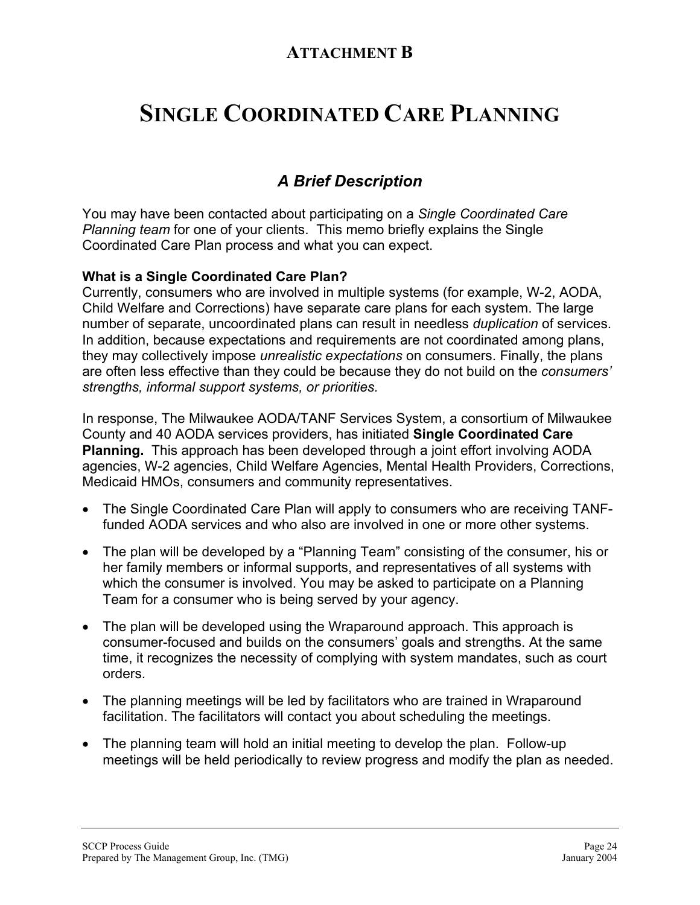## Attachment B

# Single Coordinated Care Planning

### *A Brief Description*

You may have been contacted about participating on a *Single Coordinated Care Planning team* for one of your clients. This memo briefly explains the Single Coordinated Care Plan process and what you can expect.

**What is a Single Coordinated Care Plan?**
Currently, consumers who are involved in multiple systems (for example, W-2, AODA, Child Welfare and Corrections) have separate care plans for each system. The large number of separate, uncoordinated plans can result in needless *duplication* of services. In addition, because expectations and requirements are not coordinated among plans, they may collectively impose *unrealistic expectations* on consumers. Finally, the plans are often less effective than they could be because they do not build on the *consumers' strengths, informal support systems, or priorities.*

In response, The Milwaukee AODA/TANF Services System, a consortium of Milwaukee County and 40 AODA services providers, has initiated **Single Coordinated Care Planning.** This approach has been developed through a joint effort involving AODA agencies, W-2 agencies, Child Welfare Agencies, Mental Health Providers, Corrections, Medicaid HMOs, consumers and community representatives.

- The Single Coordinated Care Plan will apply to consumers who are receiving TANF-funded AODA services and who also are involved in one or more other systems.
- The plan will be developed by a "Planning Team" consisting of the consumer, his or her family members or informal supports, and representatives of all systems with which the consumer is involved. You may be asked to participate on a Planning Team for a consumer who is being served by your agency.
- The plan will be developed using the Wraparound approach. This approach is consumer-focused and builds on the consumers' goals and strengths. At the same time, it recognizes the necessity of complying with system mandates, such as court orders.
- The planning meetings will be led by facilitators who are trained in Wraparound facilitation. The facilitators will contact you about scheduling the meetings.
- The planning team will hold an initial meeting to develop the plan. Follow-up meetings will be held periodically to review progress and modify the plan as needed.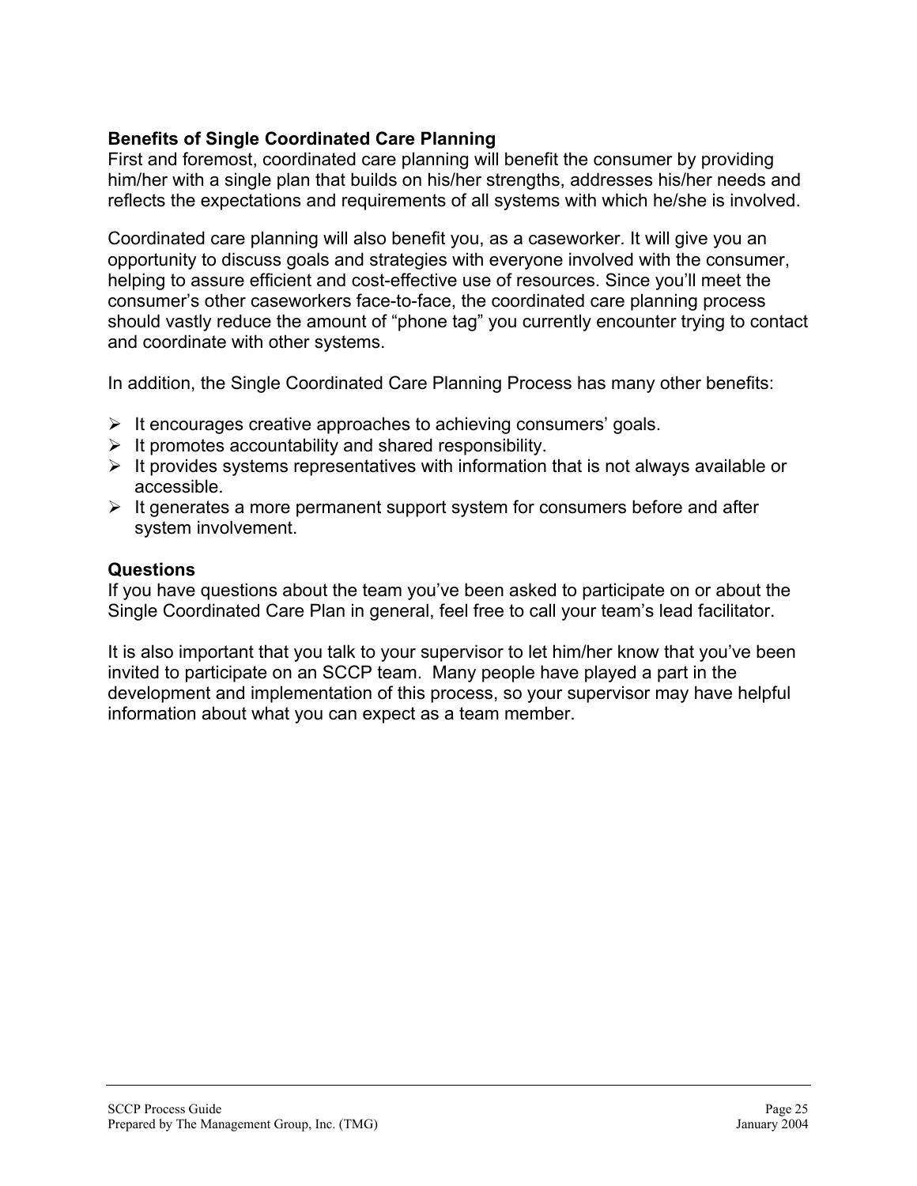### Benefits of Single Coordinated Care Planning

First and foremost, coordinated care planning will benefit the consumer by providing him/her with a single plan that builds on his/her strengths, addresses his/her needs and reflects the expectations and requirements of all systems with which he/she is involved.

Coordinated care planning will also benefit you, as a caseworker. It will give you an opportunity to discuss goals and strategies with everyone involved with the consumer, helping to assure efficient and cost-effective use of resources. Since you'll meet the consumer's other caseworkers face-to-face, the coordinated care planning process should vastly reduce the amount of "phone tag" you currently encounter trying to contact and coordinate with other systems.

In addition, the Single Coordinated Care Planning Process has many other benefits:

- It encourages creative approaches to achieving consumers' goals.
- It promotes accountability and shared responsibility.
- It provides systems representatives with information that is not always available or accessible.
- It generates a more permanent support system for consumers before and after system involvement.

### Questions

If you have questions about the team you've been asked to participate on or about the Single Coordinated Care Plan in general, feel free to call your team's lead facilitator.

It is also important that you talk to your supervisor to let him/her know that you've been invited to participate on an SCCP team. Many people have played a part in the development and implementation of this process, so your supervisor may have helpful information about what you can expect as a team member.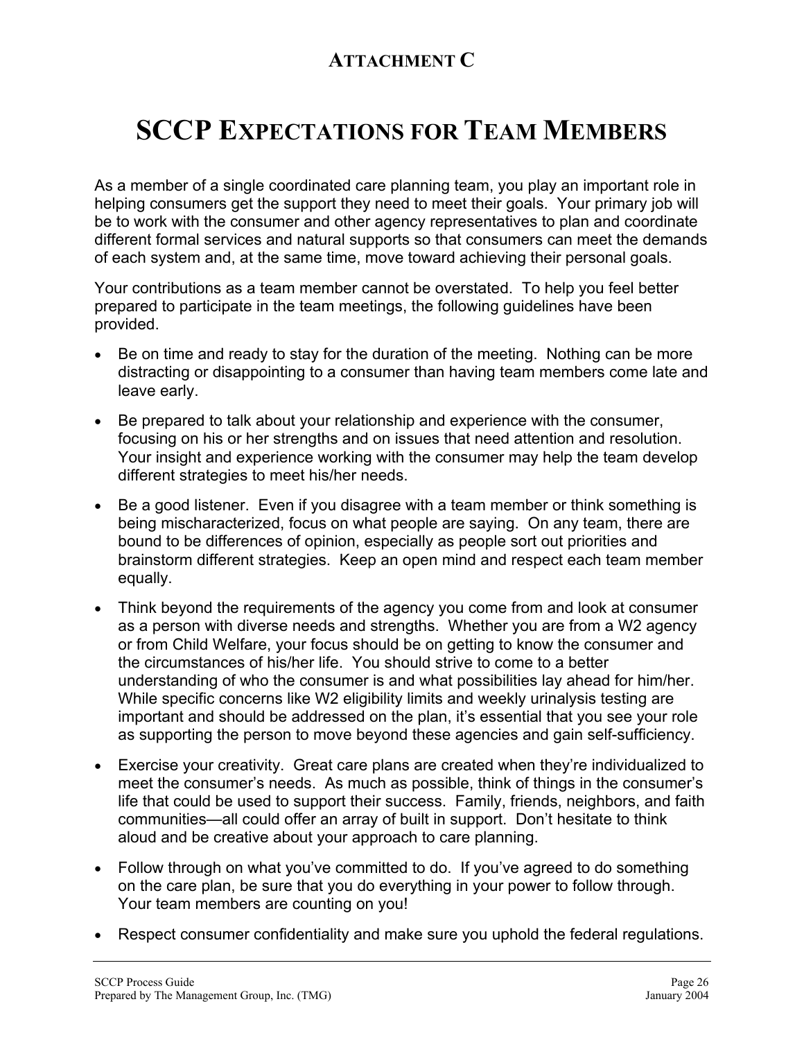## ATTACHMENT C

# SCCP EXPECTATIONS FOR TEAM MEMBERS

As a member of a single coordinated care planning team, you play an important role in helping consumers get the support they need to meet their goals. Your primary job will be to work with the consumer and other agency representatives to plan and coordinate different formal services and natural supports so that consumers can meet the demands of each system and, at the same time, move toward achieving their personal goals.

Your contributions as a team member cannot be overstated. To help you feel better prepared to participate in the team meetings, the following guidelines have been provided.

- Be on time and ready to stay for the duration of the meeting. Nothing can be more distracting or disappointing to a consumer than having team members come late and leave early.
- Be prepared to talk about your relationship and experience with the consumer, focusing on his or her strengths and on issues that need attention and resolution. Your insight and experience working with the consumer may help the team develop different strategies to meet his/her needs.
- Be a good listener. Even if you disagree with a team member or think something is being mischaracterized, focus on what people are saying. On any team, there are bound to be differences of opinion, especially as people sort out priorities and brainstorm different strategies. Keep an open mind and respect each team member equally.
- Think beyond the requirements of the agency you come from and look at consumer as a person with diverse needs and strengths. Whether you are from a W2 agency or from Child Welfare, your focus should be on getting to know the consumer and the circumstances of his/her life. You should strive to come to a better understanding of who the consumer is and what possibilities lay ahead for him/her. While specific concerns like W2 eligibility limits and weekly urinalysis testing are important and should be addressed on the plan, it's essential that you see your role as supporting the person to move beyond these agencies and gain self-sufficiency.
- Exercise your creativity. Great care plans are created when they're individualized to meet the consumer's needs. As much as possible, think of things in the consumer's life that could be used to support their success. Family, friends, neighbors, and faith communities—all could offer an array of built in support. Don't hesitate to think aloud and be creative about your approach to care planning.
- Follow through on what you've committed to do. If you've agreed to do something on the care plan, be sure that you do everything in your power to follow through. Your team members are counting on you!
- Respect consumer confidentiality and make sure you uphold the federal regulations.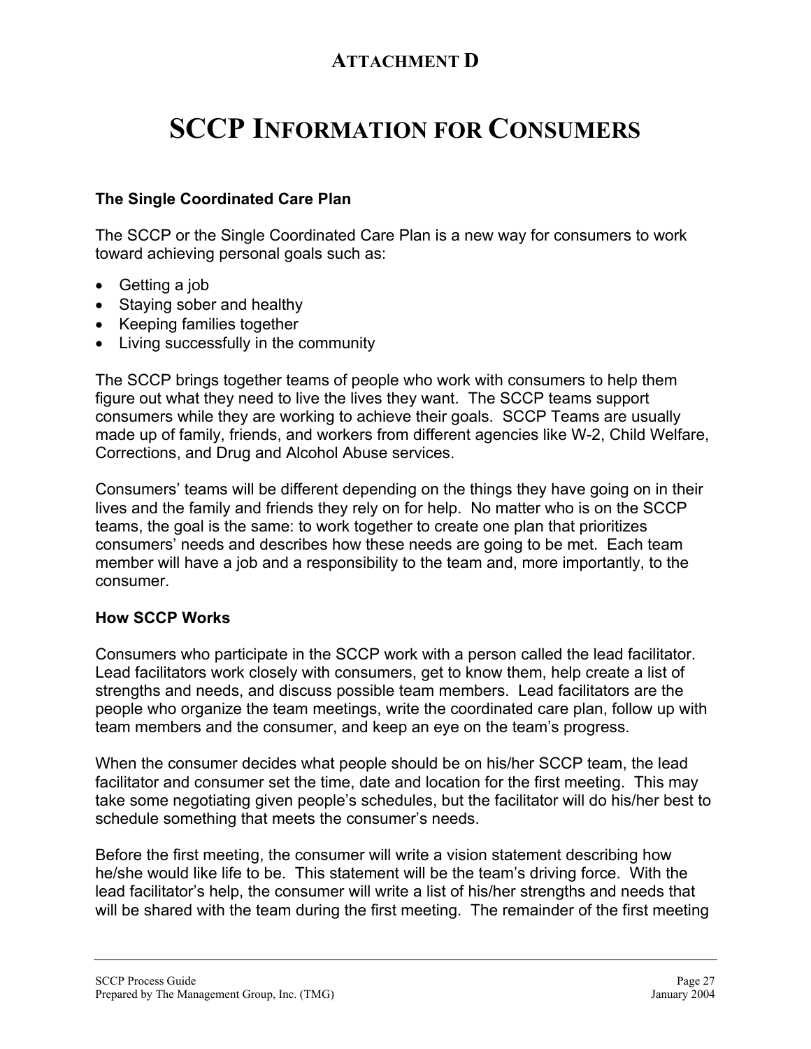## Attachment D

# SCCP Information for Consumers

### The Single Coordinated Care Plan

The SCCP or the Single Coordinated Care Plan is a new way for consumers to work toward achieving personal goals such as:

- Getting a job
- Staying sober and healthy
- Keeping families together
- Living successfully in the community

The SCCP brings together teams of people who work with consumers to help them figure out what they need to live the lives they want. The SCCP teams support consumers while they are working to achieve their goals. SCCP Teams are usually made up of family, friends, and workers from different agencies like W-2, Child Welfare, Corrections, and Drug and Alcohol Abuse services.

Consumers' teams will be different depending on the things they have going on in their lives and the family and friends they rely on for help. No matter who is on the SCCP teams, the goal is the same: to work together to create one plan that prioritizes consumers' needs and describes how these needs are going to be met. Each team member will have a job and a responsibility to the team and, more importantly, to the consumer.

### How SCCP Works

Consumers who participate in the SCCP work with a person called the lead facilitator. Lead facilitators work closely with consumers, get to know them, help create a list of strengths and needs, and discuss possible team members. Lead facilitators are the people who organize the team meetings, write the coordinated care plan, follow up with team members and the consumer, and keep an eye on the team's progress.

When the consumer decides what people should be on his/her SCCP team, the lead facilitator and consumer set the time, date and location for the first meeting. This may take some negotiating given people's schedules, but the facilitator will do his/her best to schedule something that meets the consumer's needs.

Before the first meeting, the consumer will write a vision statement describing how he/she would like life to be. This statement will be the team's driving force. With the lead facilitator's help, the consumer will write a list of his/her strengths and needs that will be shared with the team during the first meeting. The remainder of the first meeting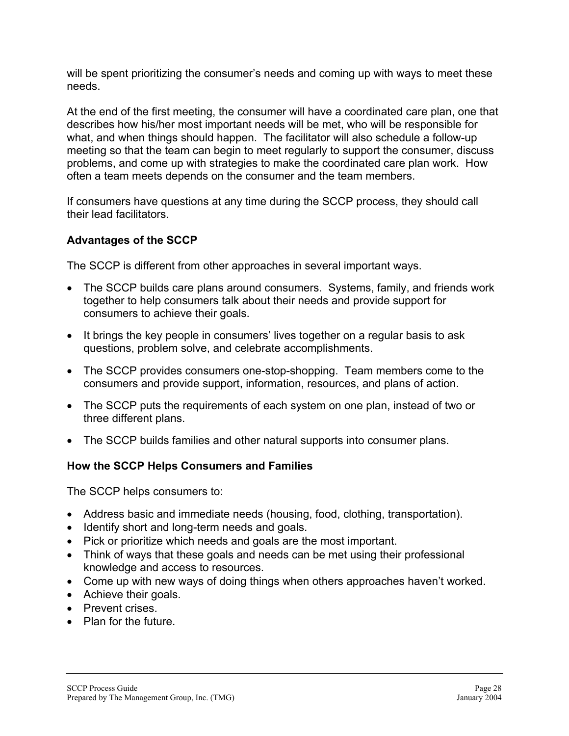will be spent prioritizing the consumer's needs and coming up with ways to meet these needs.

At the end of the first meeting, the consumer will have a coordinated care plan, one that describes how his/her most important needs will be met, who will be responsible for what, and when things should happen. The facilitator will also schedule a follow-up meeting so that the team can begin to meet regularly to support the consumer, discuss problems, and come up with strategies to make the coordinated care plan work. How often a team meets depends on the consumer and the team members.

If consumers have questions at any time during the SCCP process, they should call their lead facilitators.

**Advantages of the SCCP**

The SCCP is different from other approaches in several important ways.

- The SCCP builds care plans around consumers. Systems, family, and friends work together to help consumers talk about their needs and provide support for consumers to achieve their goals.
- It brings the key people in consumers' lives together on a regular basis to ask questions, problem solve, and celebrate accomplishments.
- The SCCP provides consumers one-stop-shopping. Team members come to the consumers and provide support, information, resources, and plans of action.
- The SCCP puts the requirements of each system on one plan, instead of two or three different plans.
- The SCCP builds families and other natural supports into consumer plans.

**How the SCCP Helps Consumers and Families**

The SCCP helps consumers to:

- Address basic and immediate needs (housing, food, clothing, transportation).
- Identify short and long-term needs and goals.
- Pick or prioritize which needs and goals are the most important.
- Think of ways that these goals and needs can be met using their professional knowledge and access to resources.
- Come up with new ways of doing things when others approaches haven't worked.
- Achieve their goals.
- Prevent crises.
- Plan for the future.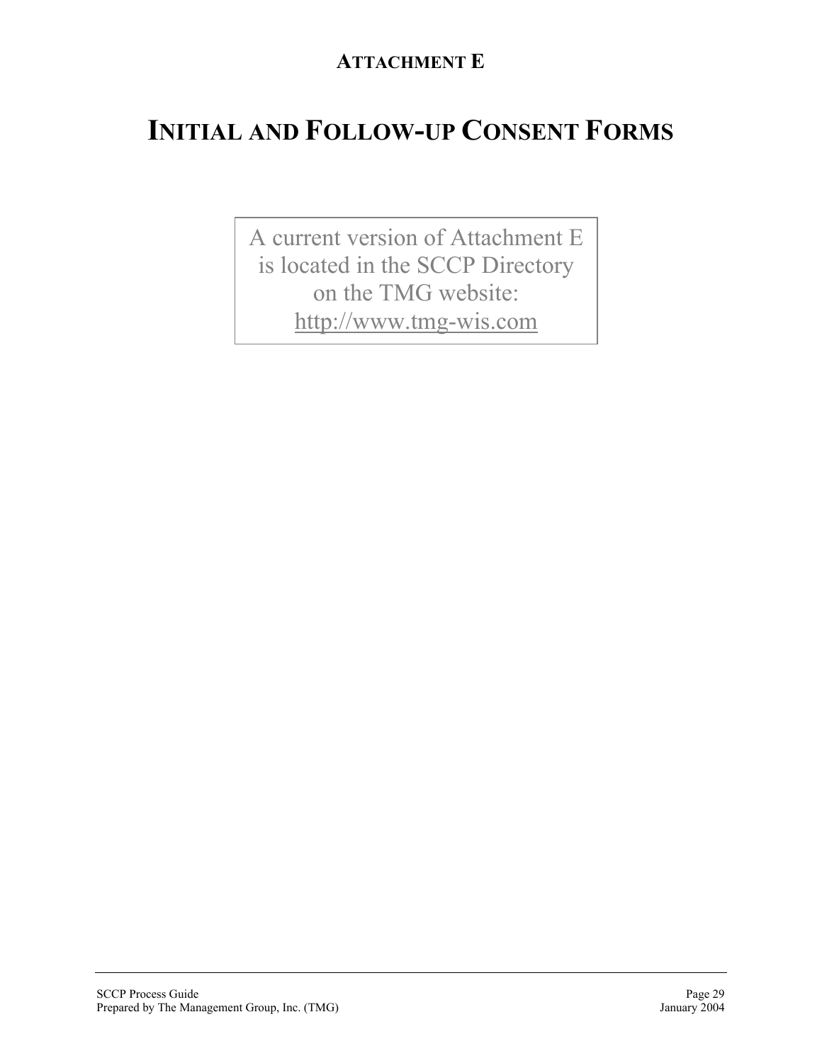## ATTACHMENT E

# INITIAL AND FOLLOW-UP CONSENT FORMS

A current version of Attachment E is located in the SCCP Directory on the TMG website: http://www.tmg-wis.com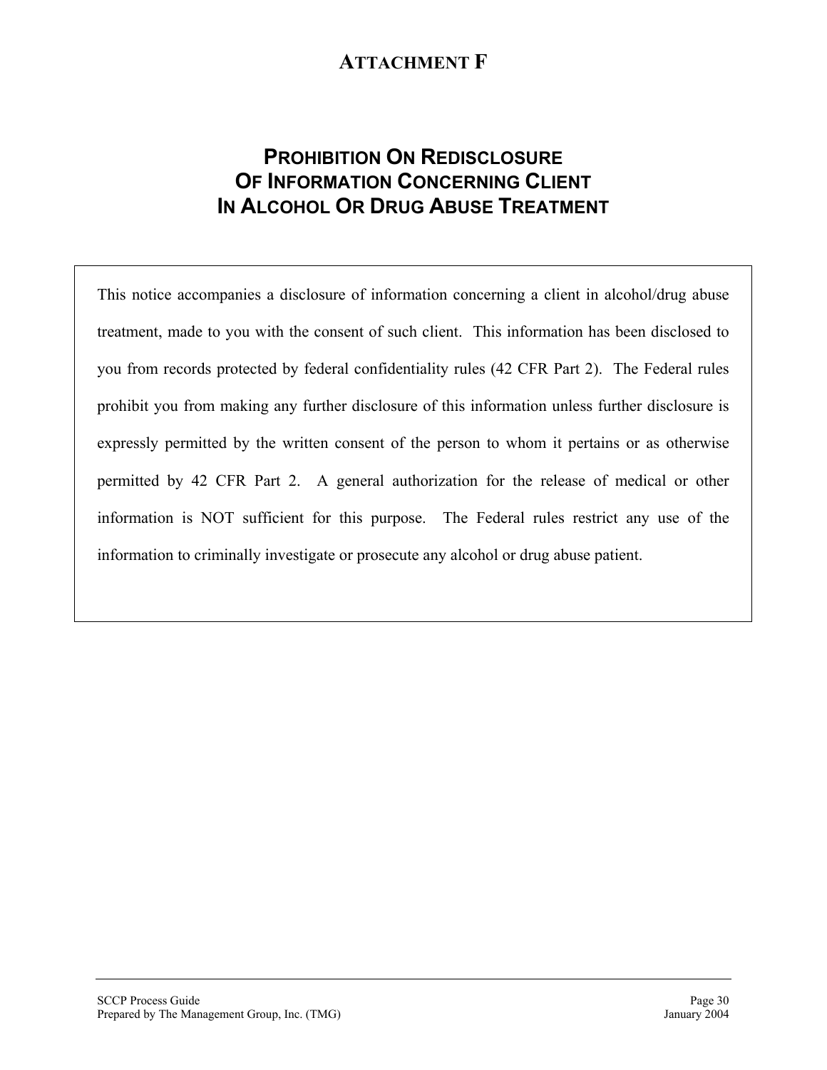# ATTACHMENT F

## PROHIBITION ON REDISCLOSURE OF INFORMATION CONCERNING CLIENT IN ALCOHOL OR DRUG ABUSE TREATMENT

This notice accompanies a disclosure of information concerning a client in alcohol/drug abuse treatment, made to you with the consent of such client. This information has been disclosed to you from records protected by federal confidentiality rules (42 CFR Part 2). The Federal rules prohibit you from making any further disclosure of this information unless further disclosure is expressly permitted by the written consent of the person to whom it pertains or as otherwise permitted by 42 CFR Part 2. A general authorization for the release of medical or other information is NOT sufficient for this purpose. The Federal rules restrict any use of the information to criminally investigate or prosecute any alcohol or drug abuse patient.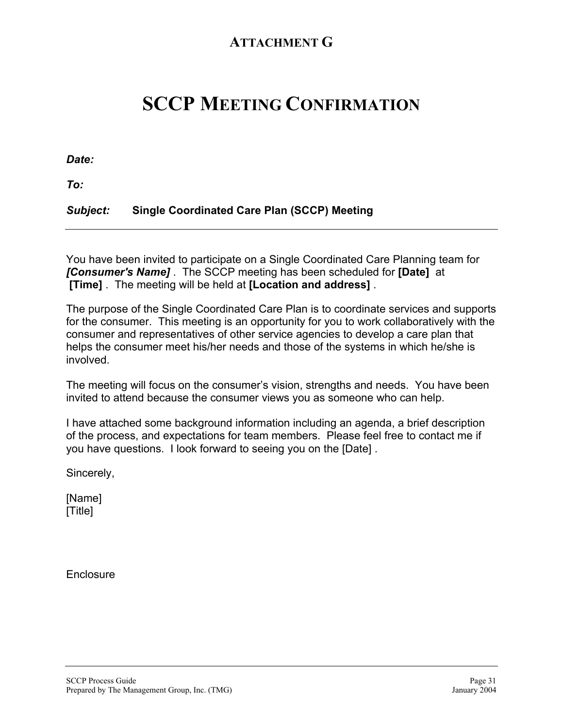## ATTACHMENT G

# SCCP MEETING CONFIRMATION

***Date:***

***To:***

***Subject:*** **Single Coordinated Care Plan (SCCP) Meeting**

---

You have been invited to participate on a Single Coordinated Care Planning team for ***[Consumer's Name]*** . The SCCP meeting has been scheduled for **[Date]** at **[Time]** . The meeting will be held at **[Location and address]** .

The purpose of the Single Coordinated Care Plan is to coordinate services and supports for the consumer. This meeting is an opportunity for you to work collaboratively with the consumer and representatives of other service agencies to develop a care plan that helps the consumer meet his/her needs and those of the systems in which he/she is involved.

The meeting will focus on the consumer's vision, strengths and needs. You have been invited to attend because the consumer views you as someone who can help.

I have attached some background information including an agenda, a brief description of the process, and expectations for team members. Please feel free to contact me if you have questions. I look forward to seeing you on the [Date] .

Sincerely,

[Name]
[Title]

Enclosure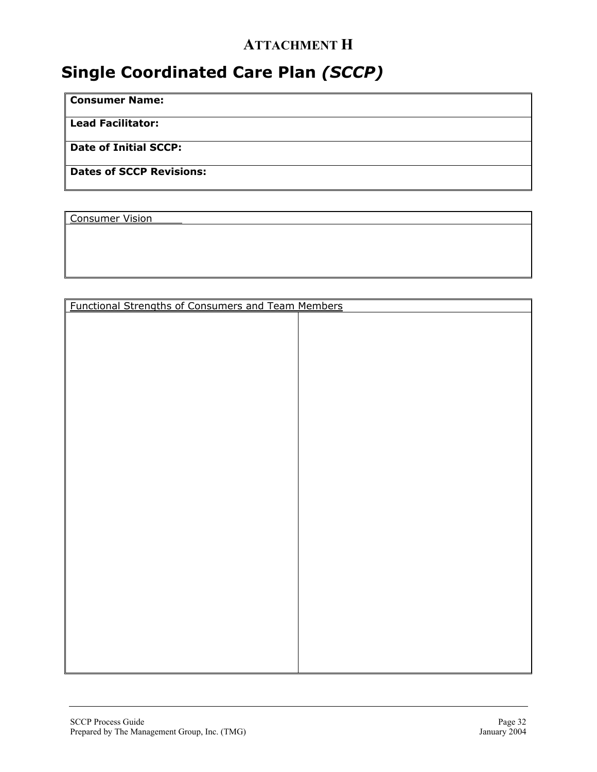## ATTACHMENT H

# Single Coordinated Care Plan *(SCCP)*

| **Consumer Name:** |
|---|
| **Lead Facilitator:** |
| **Date of Initial SCCP:** |
| **Dates of SCCP Revisions:** |

| Consumer Vision |
|---|
| |

| Functional Strengths of Consumers and Team Members | |
|---|---|
| | |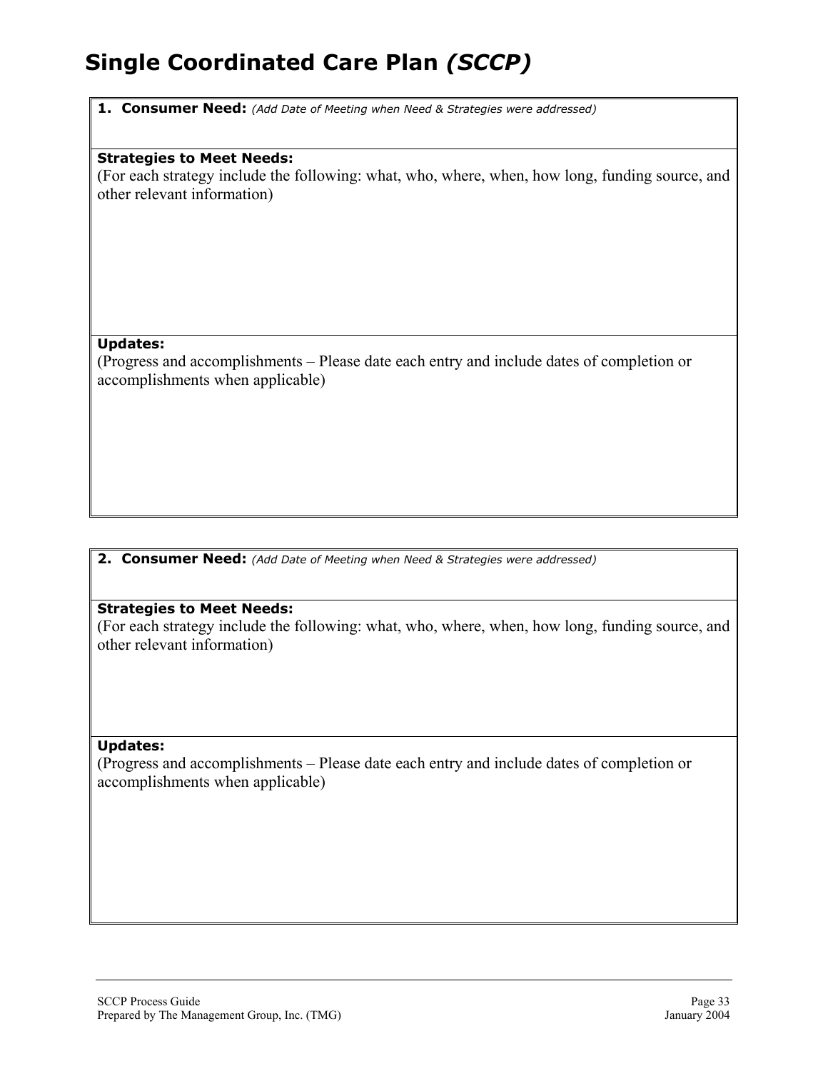# Single Coordinated Care Plan *(SCCP)*

**1. Consumer Need:** *(Add Date of Meeting when Need & Strategies were addressed)*

**Strategies to Meet Needs:**
(For each strategy include the following: what, who, where, when, how long, funding source, and other relevant information)

**Updates:**
(Progress and accomplishments – Please date each entry and include dates of completion or accomplishments when applicable)

**2. Consumer Need:** *(Add Date of Meeting when Need & Strategies were addressed)*

**Strategies to Meet Needs:**
(For each strategy include the following: what, who, where, when, how long, funding source, and other relevant information)

**Updates:**
(Progress and accomplishments – Please date each entry and include dates of completion or accomplishments when applicable)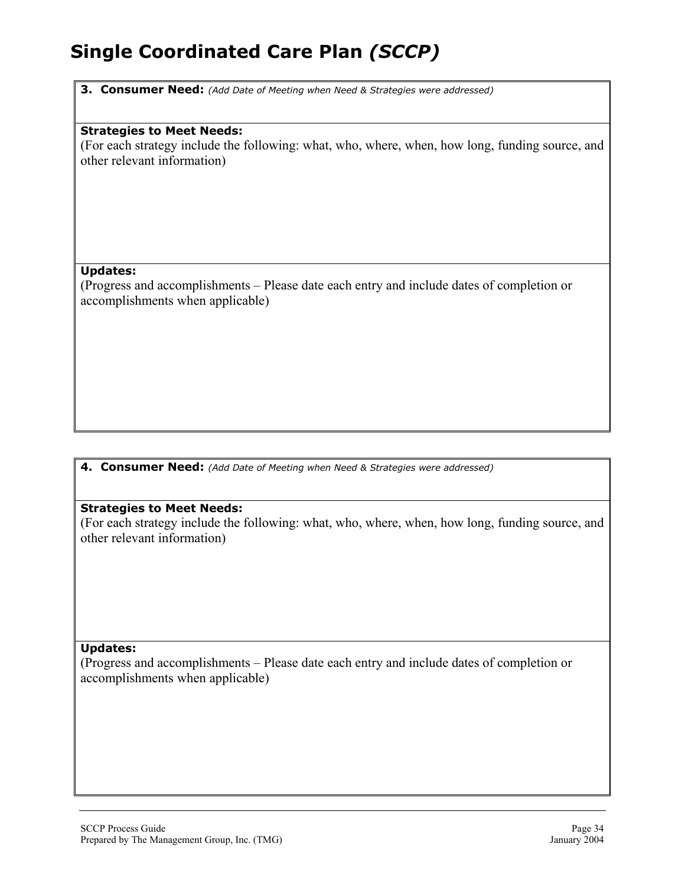# Single Coordinated Care Plan *(SCCP)*

**3. Consumer Need:** *(Add Date of Meeting when Need & Strategies were addressed)*

**Strategies to Meet Needs:**
(For each strategy include the following: what, who, where, when, how long, funding source, and other relevant information)

**Updates:**
(Progress and accomplishments – Please date each entry and include dates of completion or accomplishments when applicable)

---

**4. Consumer Need:** *(Add Date of Meeting when Need & Strategies were addressed)*

**Strategies to Meet Needs:**
(For each strategy include the following: what, who, where, when, how long, funding source, and other relevant information)

**Updates:**
(Progress and accomplishments – Please date each entry and include dates of completion or accomplishments when applicable)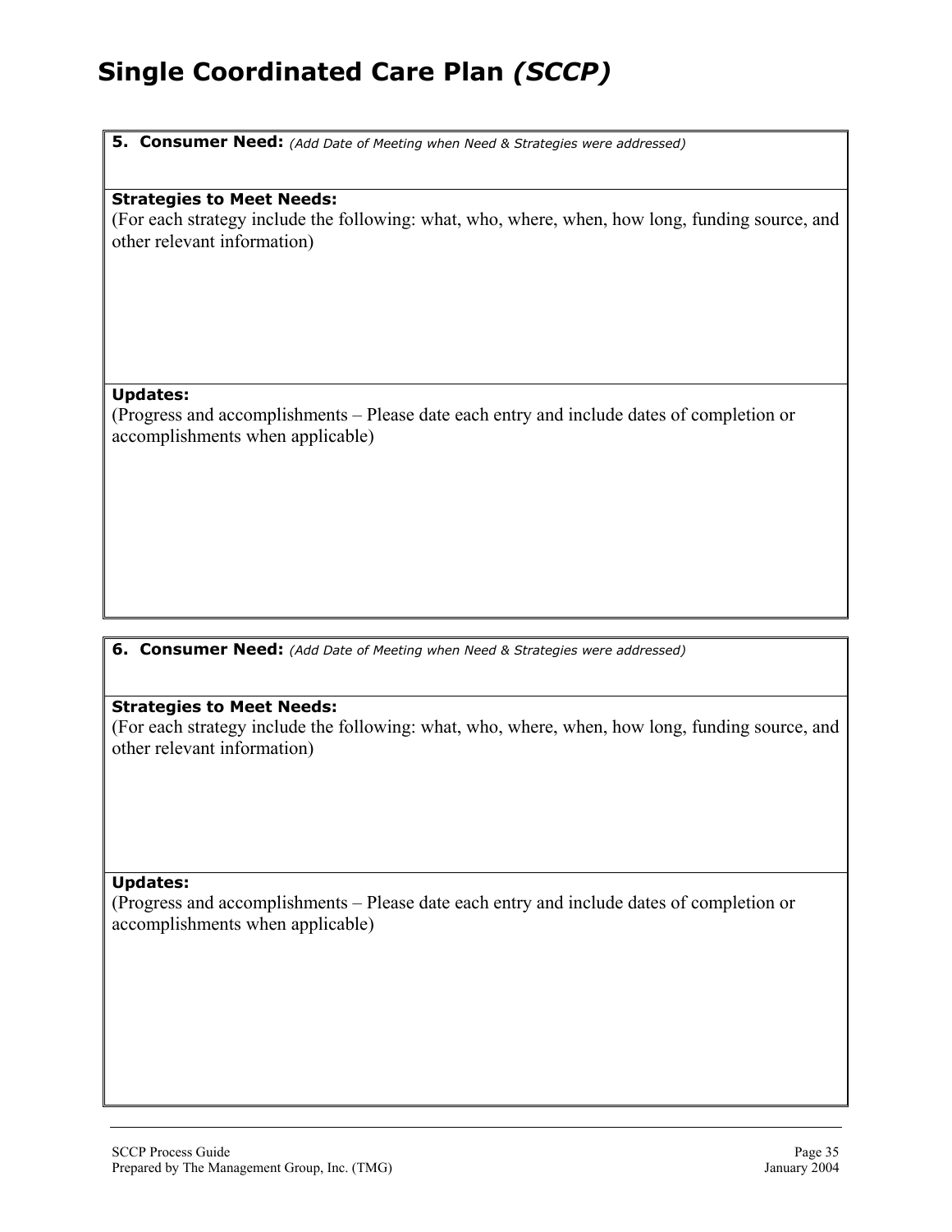# Single Coordinated Care Plan *(SCCP)*

**5. Consumer Need:** *(Add Date of Meeting when Need & Strategies were addressed)*

**Strategies to Meet Needs:**
(For each strategy include the following: what, who, where, when, how long, funding source, and other relevant information)

**Updates:**
(Progress and accomplishments – Please date each entry and include dates of completion or accomplishments when applicable)

**6. Consumer Need:** *(Add Date of Meeting when Need & Strategies were addressed)*

**Strategies to Meet Needs:**
(For each strategy include the following: what, who, where, when, how long, funding source, and other relevant information)

**Updates:**
(Progress and accomplishments – Please date each entry and include dates of completion or accomplishments when applicable)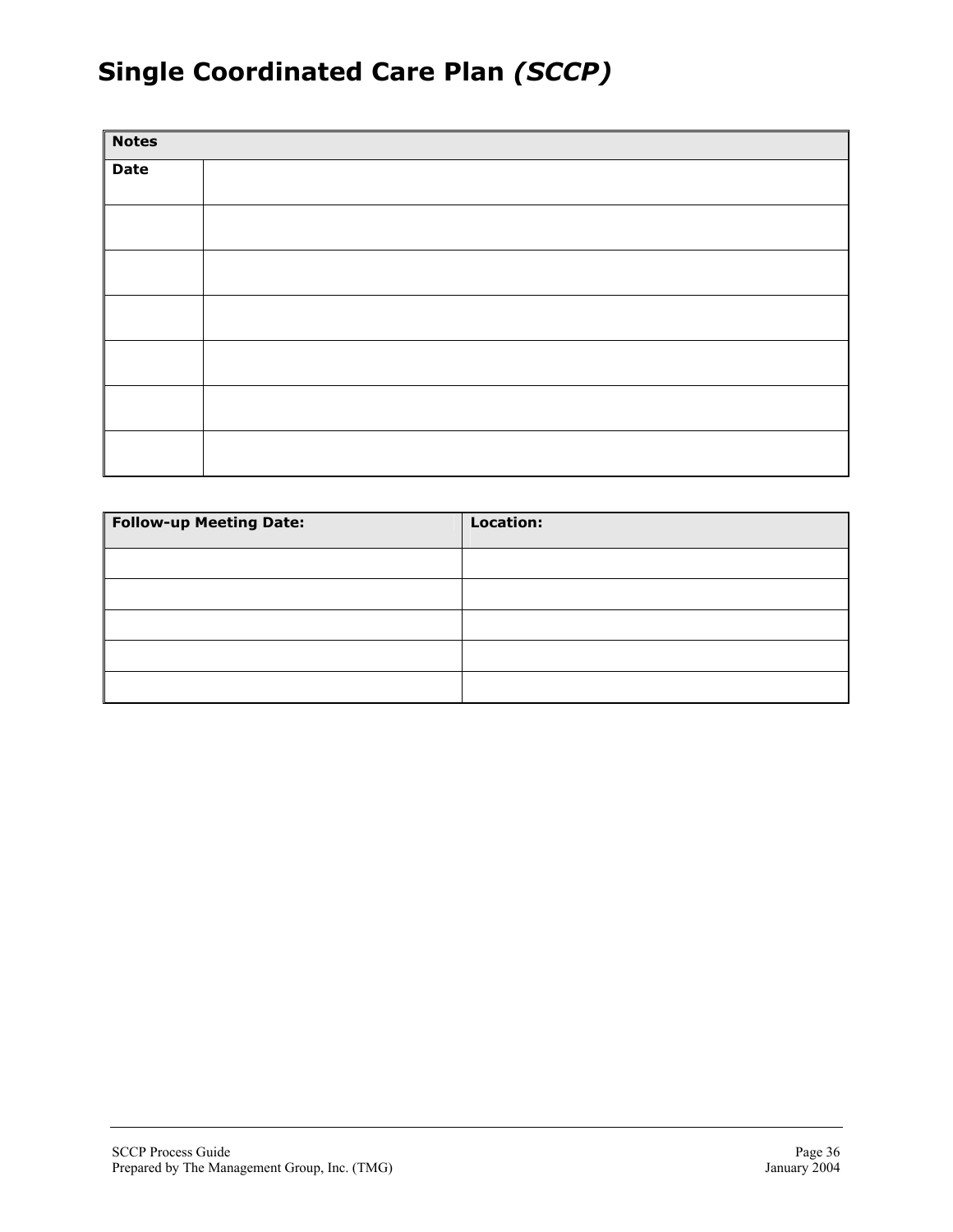# Single Coordinated Care Plan *(SCCP)*

| **Notes** | |
|---|---|
| **Date** | |
| | |
| | |
| | |
| | |
| | |
| | |

| **Follow-up Meeting Date:** | **Location:** |
|---|---|
| | |
| | |
| | |
| | |
| | |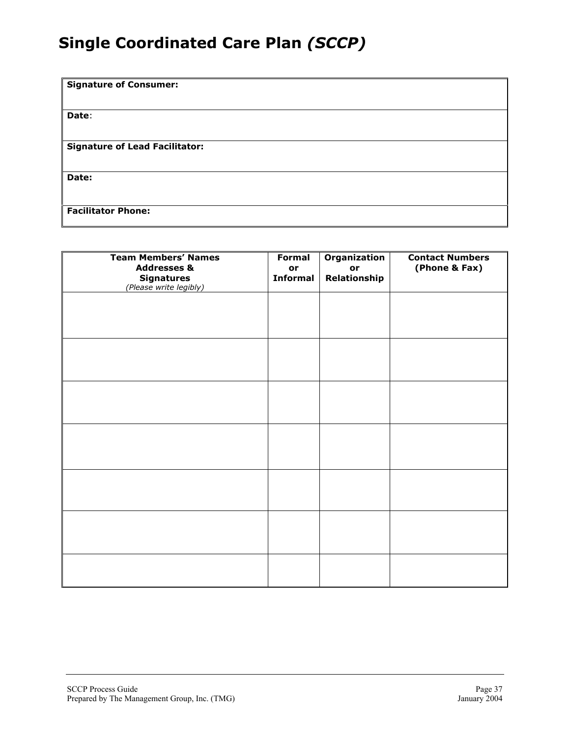# Single Coordinated Care Plan *(SCCP)*

| **Signature of Consumer:** |
|---|
| **Date**: |
| **Signature of Lead Facilitator:** |
| **Date:** |
| **Facilitator Phone:** |

| **Team Members' Names Addresses & Signatures** *(Please write legibly)* | **Formal or Informal** | **Organization or Relationship** | **Contact Numbers (Phone & Fax)** |
|---|---|---|---|
| | | | |
| | | | |
| | | | |
| | | | |
| | | | |
| | | | |
| | | | |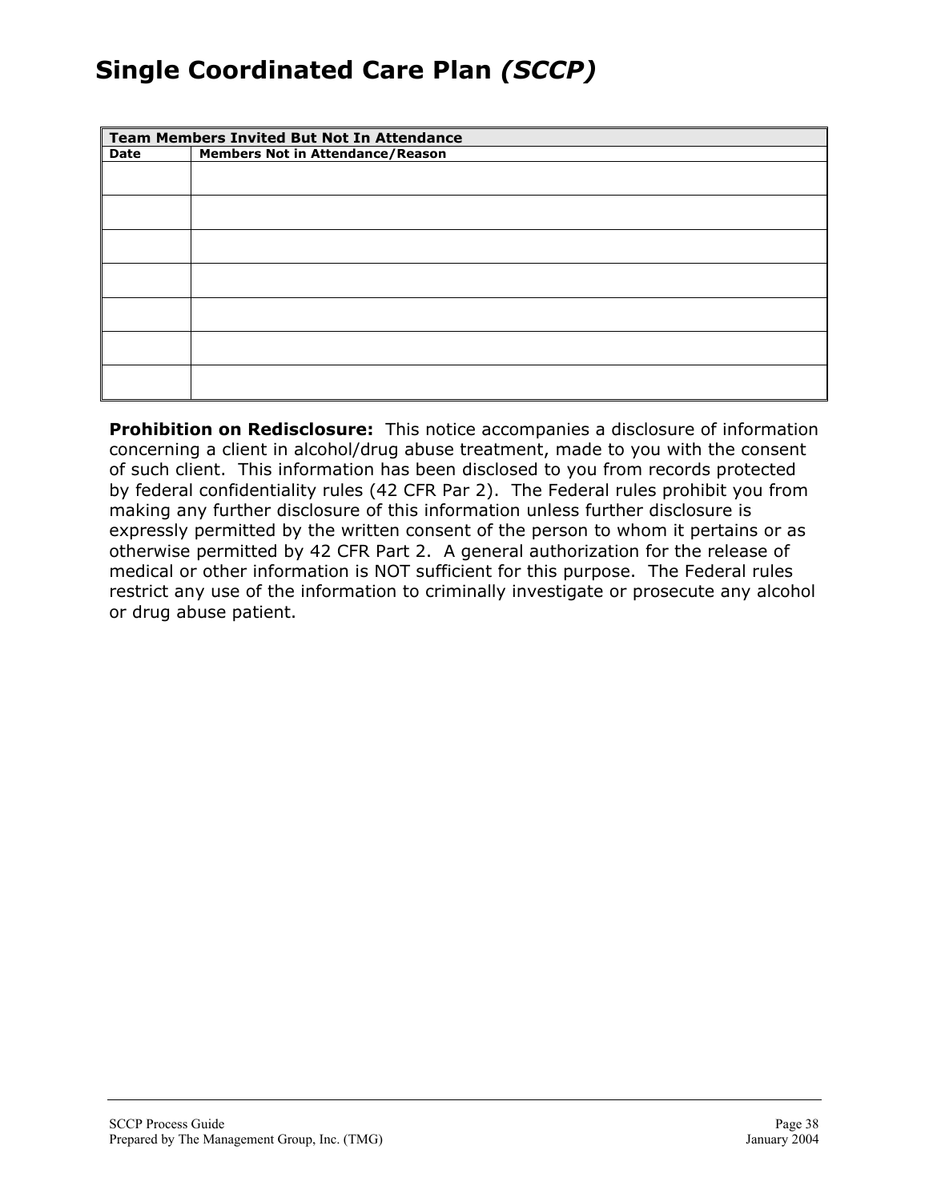# Single Coordinated Care Plan *(SCCP)*

| Team Members Invited But Not In Attendance | |
|---|---|
| **Date** | **Members Not in Attendance/Reason** |
| | |
| | |
| | |
| | |
| | |
| | |
| | |

**Prohibition on Redisclosure:** This notice accompanies a disclosure of information concerning a client in alcohol/drug abuse treatment, made to you with the consent of such client. This information has been disclosed to you from records protected by federal confidentiality rules (42 CFR Par 2). The Federal rules prohibit you from making any further disclosure of this information unless further disclosure is expressly permitted by the written consent of the person to whom it pertains or as otherwise permitted by 42 CFR Part 2. A general authorization for the release of medical or other information is NOT sufficient for this purpose. The Federal rules restrict any use of the information to criminally investigate or prosecute any alcohol or drug abuse patient.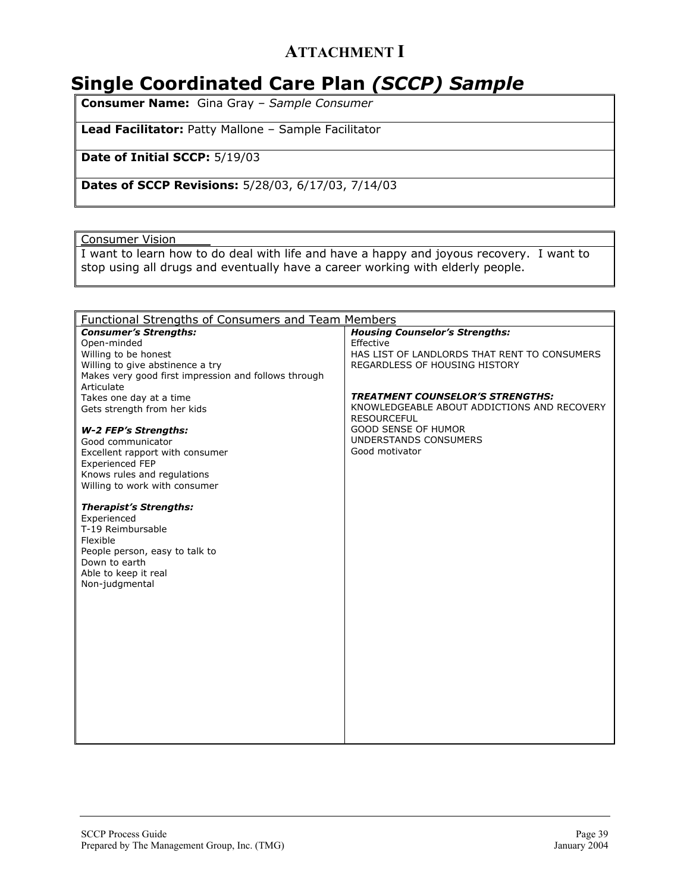## ATTACHMENT I

# Single Coordinated Care Plan *(SCCP) Sample*

| **Consumer Name:** Gina Gray – *Sample Consumer* |
|---|
| **Lead Facilitator:** Patty Mallone – Sample Facilitator |
| **Date of Initial SCCP:** 5/19/03 |
| **Dates of SCCP Revisions:** 5/28/03, 6/17/03, 7/14/03 |

| Consumer Vision |
|---|
| I want to learn how to do deal with life and have a happy and joyous recovery. I want to stop using all drugs and eventually have a career working with elderly people. |

| Functional Strengths of Consumers and Team Members | |
|---|---|
| ***Consumer's Strengths:***<br>Open-minded<br>Willing to be honest<br>Willing to give abstinence a try<br>Makes very good first impression and follows through<br>Articulate<br>Takes one day at a time<br>Gets strength from her kids<br><br>***W-2 FEP's Strengths:***<br>Good communicator<br>Excellent rapport with consumer<br>Experienced FEP<br>Knows rules and regulations<br>Willing to work with consumer<br><br>***Therapist's Strengths:***<br>Experienced<br>T-19 Reimbursable<br>Flexible<br>People person, easy to talk to<br>Down to earth<br>Able to keep it real<br>Non-judgmental | ***Housing Counselor's Strengths:***<br>Effective<br>HAS LIST OF LANDLORDS THAT RENT TO CONSUMERS REGARDLESS OF HOUSING HISTORY<br><br>***TREATMENT COUNSELOR'S STRENGTHS:***<br>KNOWLEDGEABLE ABOUT ADDICTIONS AND RECOVERY<br>RESOURCEFUL<br>GOOD SENSE OF HUMOR<br>UNDERSTANDS CONSUMERS<br>Good motivator |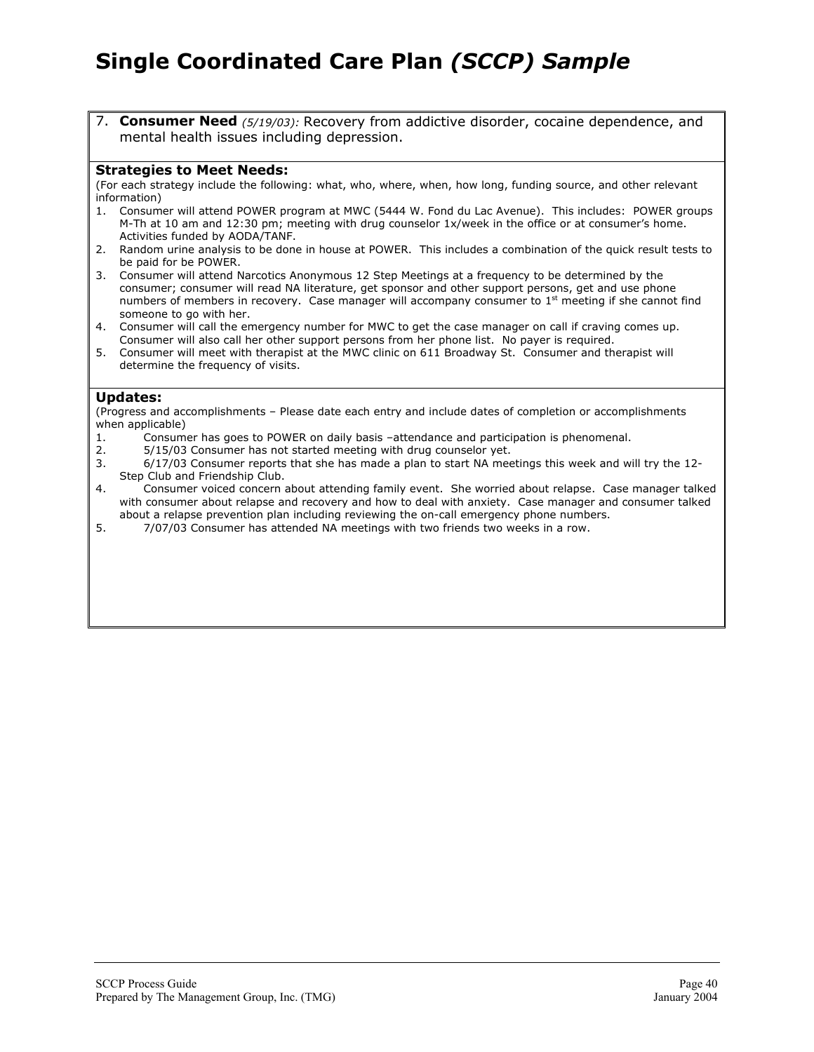# Single Coordinated Care Plan *(SCCP) Sample*

7. **Consumer Need** *(5/19/03):* Recovery from addictive disorder, cocaine dependence, and mental health issues including depression.

### Strategies to Meet Needs:

(For each strategy include the following: what, who, where, when, how long, funding source, and other relevant information)

1. Consumer will attend POWER program at MWC (5444 W. Fond du Lac Avenue). This includes: POWER groups M-Th at 10 am and 12:30 pm; meeting with drug counselor 1x/week in the office or at consumer's home. Activities funded by AODA/TANF.
2. Random urine analysis to be done in house at POWER. This includes a combination of the quick result tests to be paid for be POWER.
3. Consumer will attend Narcotics Anonymous 12 Step Meetings at a frequency to be determined by the consumer; consumer will read NA literature, get sponsor and other support persons, get and use phone numbers of members in recovery. Case manager will accompany consumer to 1st meeting if she cannot find someone to go with her.
4. Consumer will call the emergency number for MWC to get the case manager on call if craving comes up. Consumer will also call her other support persons from her phone list. No payer is required.
5. Consumer will meet with therapist at the MWC clinic on 611 Broadway St. Consumer and therapist will determine the frequency of visits.

### Updates:

(Progress and accomplishments – Please date each entry and include dates of completion or accomplishments when applicable)

1. Consumer has goes to POWER on daily basis –attendance and participation is phenomenal.
2. 5/15/03 Consumer has not started meeting with drug counselor yet.
3. 6/17/03 Consumer reports that she has made a plan to start NA meetings this week and will try the 12-Step Club and Friendship Club.
4. Consumer voiced concern about attending family event. She worried about relapse. Case manager talked with consumer about relapse and recovery and how to deal with anxiety. Case manager and consumer talked about a relapse prevention plan including reviewing the on-call emergency phone numbers.
5. 7/07/03 Consumer has attended NA meetings with two friends two weeks in a row.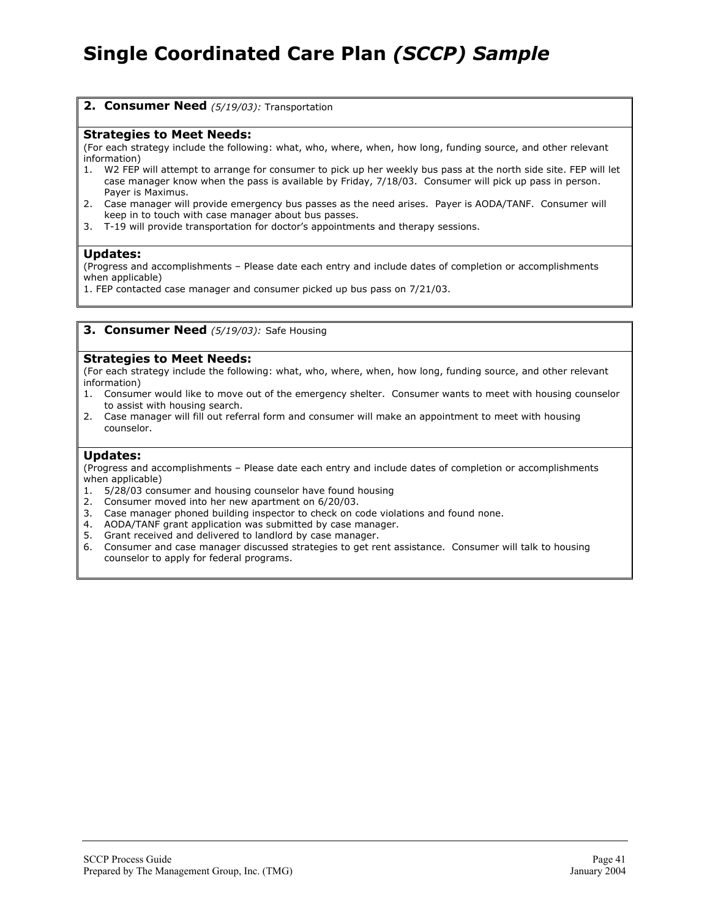# Single Coordinated Care Plan *(SCCP) Sample*

**2. Consumer Need** *(5/19/03):* Transportation

**Strategies to Meet Needs:**
(For each strategy include the following: what, who, where, when, how long, funding source, and other relevant information)

1. W2 FEP will attempt to arrange for consumer to pick up her weekly bus pass at the north side site. FEP will let case manager know when the pass is available by Friday, 7/18/03. Consumer will pick up pass in person. Payer is Maximus.
2. Case manager will provide emergency bus passes as the need arises. Payer is AODA/TANF. Consumer will keep in to touch with case manager about bus passes.
3. T-19 will provide transportation for doctor's appointments and therapy sessions.

**Updates:**
(Progress and accomplishments – Please date each entry and include dates of completion or accomplishments when applicable)

1. FEP contacted case manager and consumer picked up bus pass on 7/21/03.

**3. Consumer Need** *(5/19/03):* Safe Housing

**Strategies to Meet Needs:**
(For each strategy include the following: what, who, where, when, how long, funding source, and other relevant information)

1. Consumer would like to move out of the emergency shelter. Consumer wants to meet with housing counselor to assist with housing search.
2. Case manager will fill out referral form and consumer will make an appointment to meet with housing counselor.

**Updates:**
(Progress and accomplishments – Please date each entry and include dates of completion or accomplishments when applicable)

1. 5/28/03 consumer and housing counselor have found housing
2. Consumer moved into her new apartment on 6/20/03.
3. Case manager phoned building inspector to check on code violations and found none.
4. AODA/TANF grant application was submitted by case manager.
5. Grant received and delivered to landlord by case manager.
6. Consumer and case manager discussed strategies to get rent assistance. Consumer will talk to housing counselor to apply for federal programs.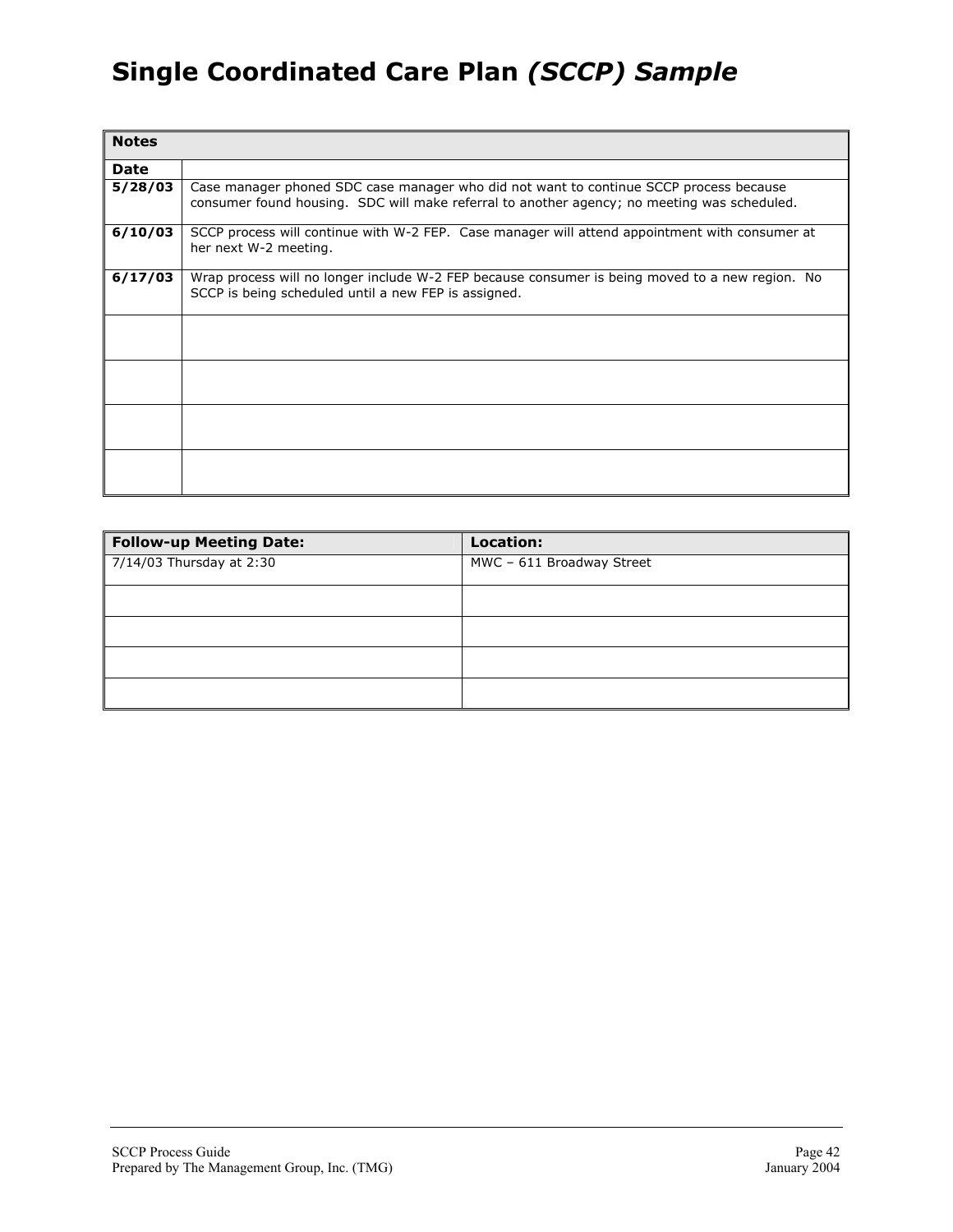# Single Coordinated Care Plan *(SCCP) Sample*

| Notes | |
|---|---|
| **Date** | |
| **5/28/03** | Case manager phoned SDC case manager who did not want to continue SCCP process because consumer found housing. SDC will make referral to another agency; no meeting was scheduled. |
| **6/10/03** | SCCP process will continue with W-2 FEP. Case manager will attend appointment with consumer at her next W-2 meeting. |
| **6/17/03** | Wrap process will no longer include W-2 FEP because consumer is being moved to a new region. No SCCP is being scheduled until a new FEP is assigned. |
| | |
| | |
| | |
| | |

| Follow-up Meeting Date: | Location: |
|---|---|
| 7/14/03 Thursday at 2:30 | MWC – 611 Broadway Street |
| | |
| | |
| | |
| | |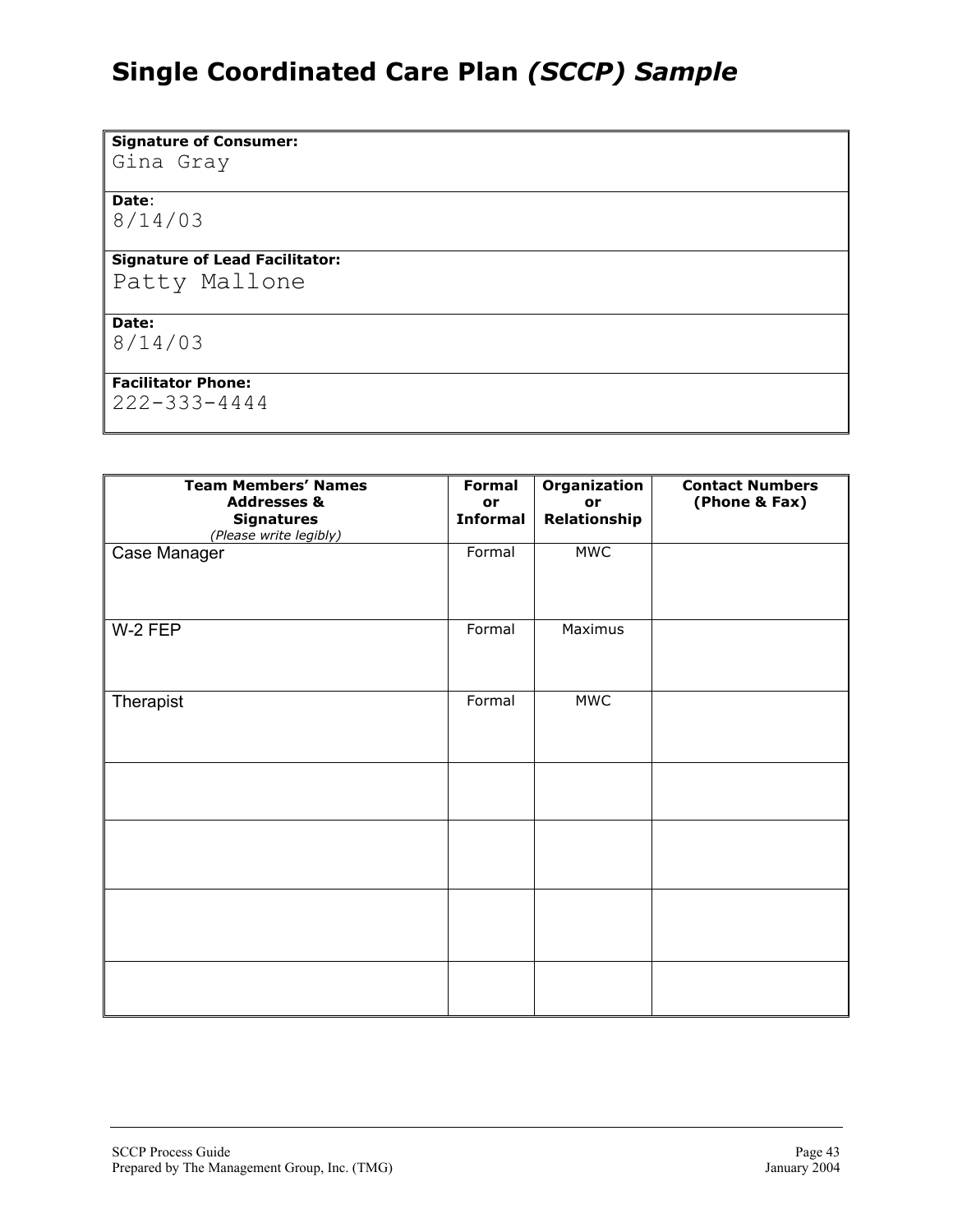# Single Coordinated Care Plan *(SCCP) Sample*

| |
|---|
| **Signature of Consumer:** Gina Gray |
| **Date**: 8/14/03 |
| **Signature of Lead Facilitator:** Patty Mallone |
| **Date:** 8/14/03 |
| **Facilitator Phone:** 222-333-4444 |

| **Team Members' Names Addresses & Signatures** *(Please write legibly)* | **Formal or Informal** | **Organization or Relationship** | **Contact Numbers (Phone & Fax)** |
|---|---|---|---|
| Case Manager | Formal | MWC | |
| W-2 FEP | Formal | Maximus | |
| Therapist | Formal | MWC | |
| | | | |
| | | | |
| | | | |
| | | | |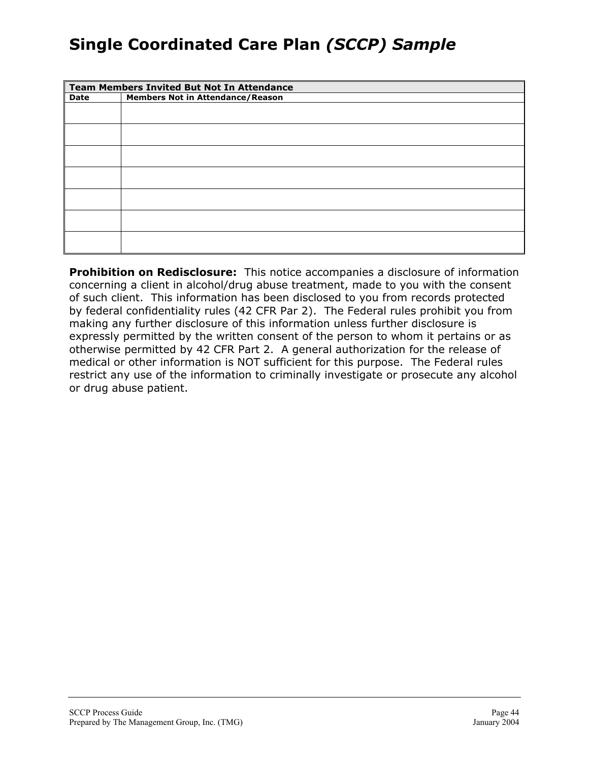# Single Coordinated Care Plan *(SCCP) Sample*

| Team Members Invited But Not In Attendance | |
|---|---|
| **Date** | **Members Not in Attendance/Reason** |
| | |
| | |
| | |
| | |
| | |
| | |
| | |

**Prohibition on Redisclosure:** This notice accompanies a disclosure of information concerning a client in alcohol/drug abuse treatment, made to you with the consent of such client. This information has been disclosed to you from records protected by federal confidentiality rules (42 CFR Par 2). The Federal rules prohibit you from making any further disclosure of this information unless further disclosure is expressly permitted by the written consent of the person to whom it pertains or as otherwise permitted by 42 CFR Part 2. A general authorization for the release of medical or other information is NOT sufficient for this purpose. The Federal rules restrict any use of the information to criminally investigate or prosecute any alcohol or drug abuse patient.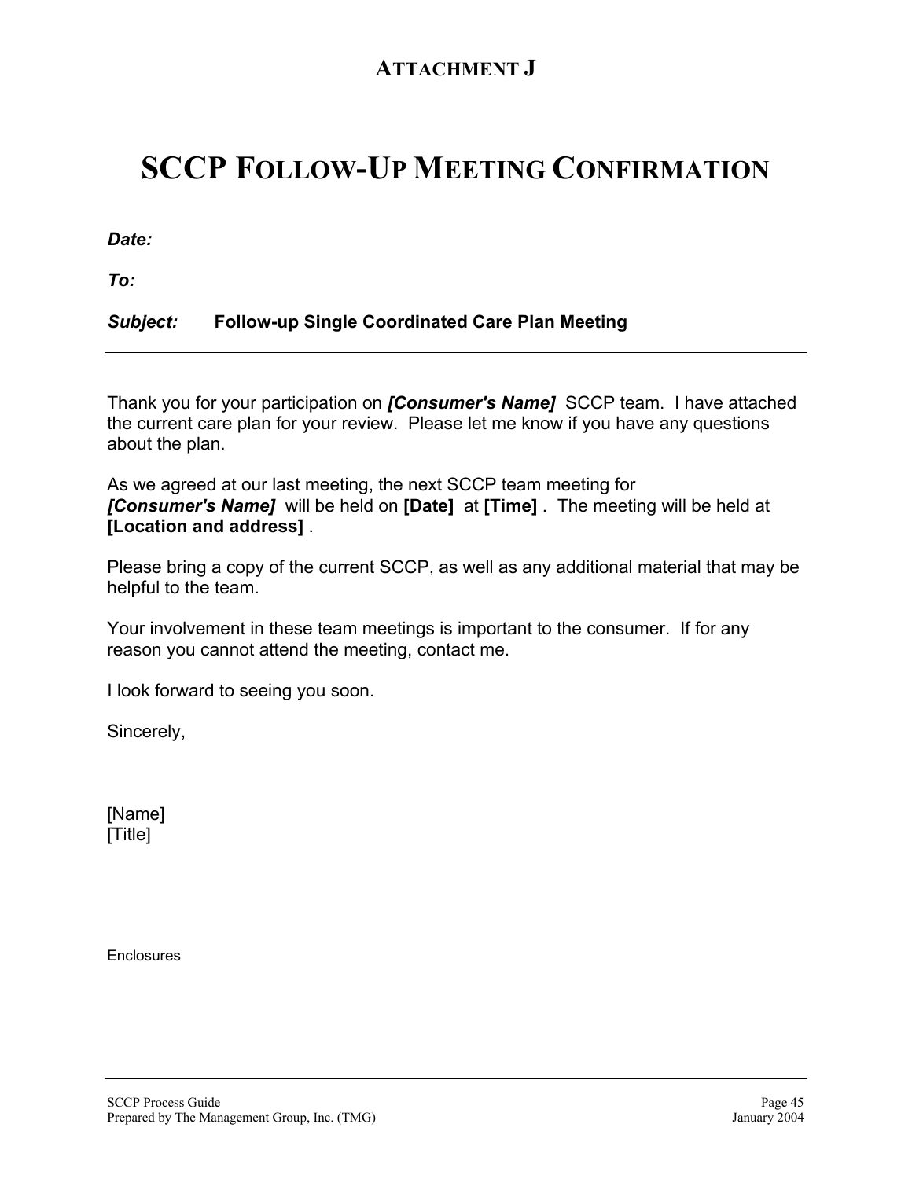## Attachment J

# SCCP Follow-Up Meeting Confirmation

***Date:***

***To:***

***Subject:*** **Follow-up Single Coordinated Care Plan Meeting**

---

Thank you for your participation on ***[Consumer's Name]*** SCCP team. I have attached the current care plan for your review. Please let me know if you have any questions about the plan.

As we agreed at our last meeting, the next SCCP team meeting for ***[Consumer's Name]*** will be held on **[Date]** at **[Time]** . The meeting will be held at **[Location and address]** .

Please bring a copy of the current SCCP, as well as any additional material that may be helpful to the team.

Your involvement in these team meetings is important to the consumer. If for any reason you cannot attend the meeting, contact me.

I look forward to seeing you soon.

Sincerely,

[Name]
[Title]

Enclosures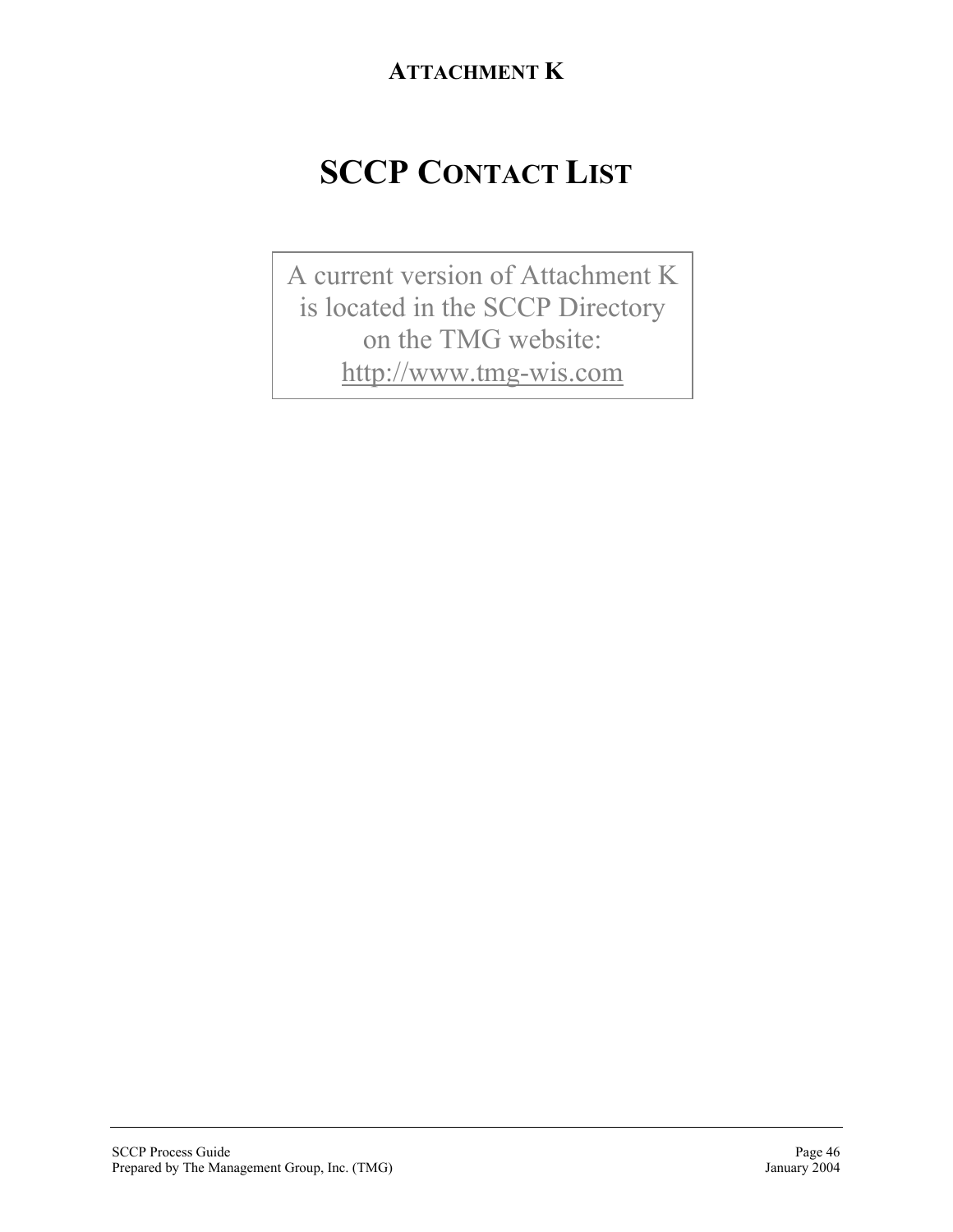# ATTACHMENT K

# SCCP CONTACT LIST

A current version of Attachment K is located in the SCCP Directory on the TMG website: http://www.tmg-wis.com